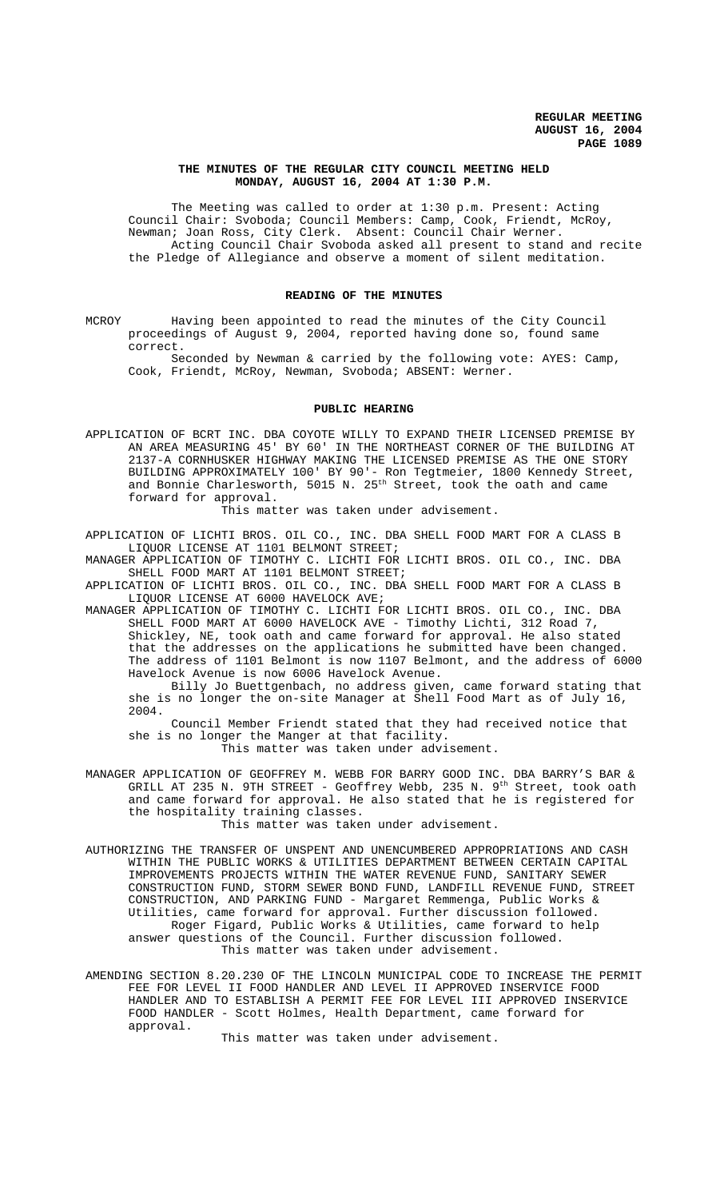**THE MINUTES OF THE REGULAR CITY COUNCIL MEETING HELD MONDAY, AUGUST 16, 2004 AT 1:30 P.M.**

The Meeting was called to order at 1:30 p.m. Present: Acting Council Chair: Svoboda; Council Members: Camp, Cook, Friendt, McRoy, Newman; Joan Ross, City Clerk. Absent: Council Chair Werner.

Acting Council Chair Svoboda asked all present to stand and recite the Pledge of Allegiance and observe a moment of silent meditation.

## READING OF THE MINUTES

MCROY Having been appointed to read the minutes of the City Council proceedings of August 9, 2004, reported having done so, found same correct.

Seconded by Newman & carried by the following vote: AYES: Camp, Cook, Friendt, McRoy, Newman, Svoboda; ABSENT: Werner.

## PUBLIC HEARING

APPLICATION OF BCRT INC. DBA COYOTE WILLY TO EXPAND THEIR LICENSED PREMISE BY AN AREA MEASURING 45' BY 60' IN THE NORTHEAST CORNER OF THE BUILDING AT 2137-A CORNHUSKER HIGHWAY MAKING THE LICENSED PREMISE AS THE ONE STORY BUILDING APPROXIMATELY 100' BY 90'- Ron Tegtmeier, 1800 Kennedy Street, and Bonnie Charlesworth, 5015 N. 25th Street, took the oath and came forward for approval.

This matter was taken under advisement.

APPLICATION OF LICHTI BROS. OIL CO., INC. DBA SHELL FOOD MART FOR A CLASS B LIQUOR LICENSE AT 1101 BELMONT STREET;

MANAGER APPLICATION OF TIMOTHY C. LICHTI FOR LICHTI BROS. OIL CO., INC. DBA SHELL FOOD MART AT 1101 BELMONT STREET;

APPLICATION OF LICHTI BROS. OIL CO., INC. DBA SHELL FOOD MART FOR A CLASS B LIQUOR LICENSE AT 6000 HAVELOCK AVE;

MANAGER APPLICATION OF TIMOTHY C. LICHTI FOR LICHTI BROS. OIL CO., INC. DBA SHELL FOOD MART AT 6000 HAVELOCK AVE - Timothy Lichti, 312 Road 7, Shickley, NE, took oath and came forward for approval. He also stated that the addresses on the applications he submitted have been changed. The address of 1101 Belmont is now 1107 Belmont, and the address of 6000 Havelock Avenue is now 6006 Havelock Avenue.

Billy Jo Buettgenbach, no address given, came forward stating that she is no longer the on-site Manager at Shell Food Mart as of July 16, 2004.

Council Member Friendt stated that they had received notice that she is no longer the Manger at that facility.

This matter was taken under advisement.

MANAGER APPLICATION OF GEOFFREY M. WEBB FOR BARRY GOOD INC. DBA BARRY'S BAR & GRILL AT 235 N. 9TH STREET - Geoffrey Webb, 235 N. 9th Street, took oath and came forward for approval. He also stated that he is registered for the hospitality training classes.

This matter was taken under advisement.

AUTHORIZING THE TRANSFER OF UNSPENT AND UNENCUMBERED APPROPRIATIONS AND CASH WITHIN THE PUBLIC WORKS & UTILITIES DEPARTMENT BETWEEN CERTAIN CAPITAL IMPROVEMENTS PROJECTS WITHIN THE WATER REVENUE FUND, SANITARY SEWER CONSTRUCTION FUND, STORM SEWER BOND FUND, LANDFILL REVENUE FUND, STREET CONSTRUCTION, AND PARKING FUND - Margaret Remmenga, Public Works & Utilities, came forward for approval. Further discussion followed.

Roger Figard, Public Works & Utilities, came forward to help answer questions of the Council. Further discussion followed.

This matter was taken under advisement.

AMENDING SECTION 8.20.230 OF THE LINCOLN MUNICIPAL CODE TO INCREASE THE PERMIT FEE FOR LEVEL II FOOD HANDLER AND LEVEL II APPROVED INSERVICE FOOD HANDLER AND TO ESTABLISH A PERMIT FEE FOR LEVEL III APPROVED INSERVICE FOOD HANDLER - Scott Holmes, Health Department, came forward for approval.

This matter was taken under advisement.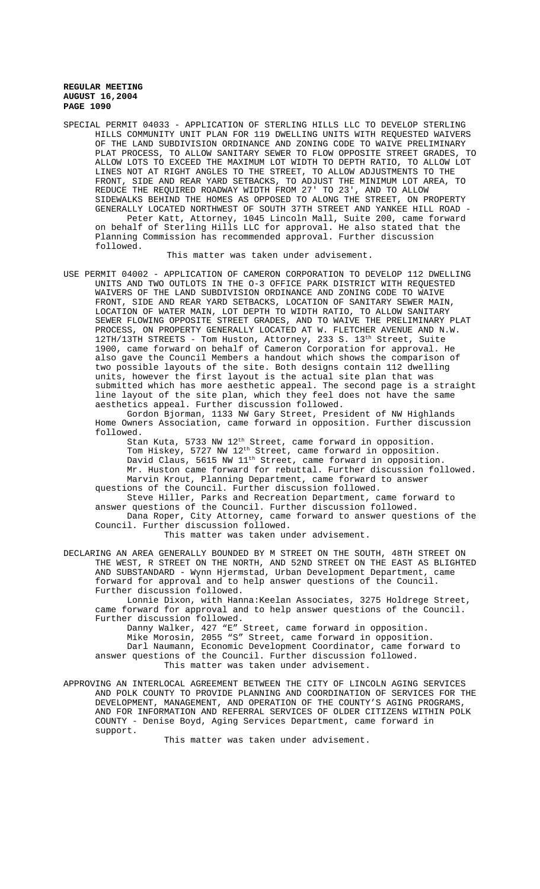SPECIAL PERMIT 04033 - APPLICATION OF STERLING HILLS LLC TO DEVELOP STERLING HILLS COMMUNITY UNIT PLAN FOR 119 DWELLING UNITS WITH REQUESTED WAIVERS OF THE LAND SUBDIVISION ORDINANCE AND ZONING CODE TO WAIVE PRELIMINARY PLAT PROCESS, TO ALLOW SANITARY SEWER TO FLOW OPPOSITE STREET GRADES, TO ALLOW LOTS TO EXCEED THE MAXIMUM LOT WIDTH TO DEPTH RATIO, TO ALLOW LOT LINES NOT AT RIGHT ANGLES TO THE STREET, TO ALLOW ADJUSTMENTS TO THE FRONT, SIDE AND REAR YARD SETBACKS, TO ADJUST THE MINIMUM LOT AREA, TO REDUCE THE REQUIRED ROADWAY WIDTH FROM 27' TO 23', AND TO ALLOW SIDEWALKS BEHIND THE HOMES AS OPPOSED TO ALONG THE STREET, ON PROPERTY GENERALLY LOCATED NORTHWEST OF SOUTH 37TH STREET AND YANKEE HILL ROAD - Peter Katt, Attorney, 1045 Lincoln Mall, Suite 200, came forward on behalf of Sterling Hills LLC for approval. He also stated that the Planning Commission has recommended approval. Further discussion followed.

This matter was taken under advisement.

USE PERMIT 04002 - APPLICATION OF CAMERON CORPORATION TO DEVELOP 112 DWELLING UNITS AND TWO OUTLOTS IN THE O-3 OFFICE PARK DISTRICT WITH REQUESTED WAIVERS OF THE LAND SUBDIVISION ORDINANCE AND ZONING CODE TO WAIVE FRONT, SIDE AND REAR YARD SETBACKS, LOCATION OF SANITARY SEWER MAIN, LOCATION OF WATER MAIN, LOT DEPTH TO WIDTH RATIO, TO ALLOW SANITARY SEWER FLOWING OPPOSITE STREET GRADES, AND TO WAIVE THE PRELIMINARY PLAT PROCESS, ON PROPERTY GENERALLY LOCATED AT W. FLETCHER AVENUE AND N.W. 12TH/13TH STREETS - Tom Huston, Attorney, 233 S. 13th Street, Suite 1900, came forward on behalf of Cameron Corporation for approval. He also gave the Council Members a handout which shows the comparison of two possible layouts of the site. Both designs contain 112 dwelling units, however the first layout is the actual site plan that was submitted which has more aesthetic appeal. The second page is a straight line layout of the site plan, which they feel does not have the same aesthetics appeal. Further discussion followed.

Gordon Bjorman, 1133 NW Gary Street, President of NW Highlands Home Owners Association, came forward in opposition. Further discussion followed.

Stan Kuta, 5733 NW 12th Street, came forward in opposition.
Tom Hiskey, 5727 NW 12th Street, came forward in opposition.
David Claus, 5615 NW 11th Street, came forward in opposition.
Mr. Huston came forward for rebuttal. Further discussion followed.
Marvin Krout, Planning Department, came forward to answer questions of the Council. Further discussion followed.
Steve Hiller, Parks and Recreation Department, came forward to answer questions of the Council. Further discussion followed.
Dana Roper, City Attorney, came forward to answer questions of the Council. Further discussion followed.

This matter was taken under advisement.

DECLARING AN AREA GENERALLY BOUNDED BY M STREET ON THE SOUTH, 48TH STREET ON THE WEST, R STREET ON THE NORTH, AND 52ND STREET ON THE EAST AS BLIGHTED AND SUBSTANDARD - Wynn Hjermstad, Urban Development Department, came forward for approval and to help answer questions of the Council. Further discussion followed.

Lonnie Dixon, with Hanna:Keelan Associates, 3275 Holdrege Street, came forward for approval and to help answer questions of the Council. Further discussion followed.

Danny Walker, 427 "E" Street, came forward in opposition.
Mike Morosin, 2055 "S" Street, came forward in opposition.
Darl Naumann, Economic Development Coordinator, came forward to answer questions of the Council. Further discussion followed.

This matter was taken under advisement.

APPROVING AN INTERLOCAL AGREEMENT BETWEEN THE CITY OF LINCOLN AGING SERVICES AND POLK COUNTY TO PROVIDE PLANNING AND COORDINATION OF SERVICES FOR THE DEVELOPMENT, MANAGEMENT, AND OPERATION OF THE COUNTY'S AGING PROGRAMS, AND FOR INFORMATION AND REFERRAL SERVICES OF OLDER CITIZENS WITHIN POLK COUNTY - Denise Boyd, Aging Services Department, came forward in support.

This matter was taken under advisement.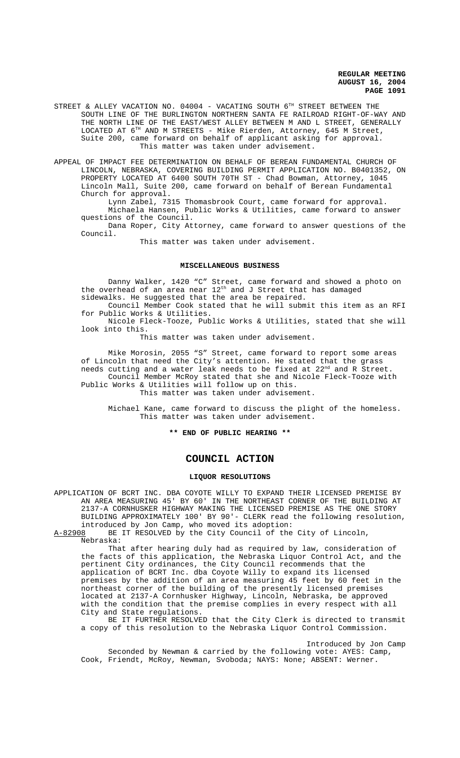STREET & ALLEY VACATION NO. 04004 - VACATING SOUTH 6TH STREET BETWEEN THE SOUTH LINE OF THE BURLINGTON NORTHERN SANTA FE RAILROAD RIGHT-OF-WAY AND THE NORTH LINE OF THE EAST/WEST ALLEY BETWEEN M AND L STREET, GENERALLY LOCATED AT 6TH AND M STREETS - Mike Rierden, Attorney, 645 M Street, Suite 200, came forward on behalf of applicant asking for approval.
This matter was taken under advisement.

APPEAL OF IMPACT FEE DETERMINATION ON BEHALF OF BEREAN FUNDAMENTAL CHURCH OF LINCOLN, NEBRASKA, COVERING BUILDING PERMIT APPLICATION NO. B0401352, ON PROPERTY LOCATED AT 6400 SOUTH 70TH ST - Chad Bowman, Attorney, 1045 Lincoln Mall, Suite 200, came forward on behalf of Berean Fundamental Church for approval.

Lynn Zabel, 7315 Thomasbrook Court, came forward for approval.

Michaela Hansen, Public Works & Utilities, came forward to answer questions of the Council.

Dana Roper, City Attorney, came forward to answer questions of the Council.

This matter was taken under advisement.

## MISCELLANEOUS BUSINESS

Danny Walker, 1420 "C" Street, came forward and showed a photo on the overhead of an area near 12th and J Street that has damaged sidewalks. He suggested that the area be repaired.

Council Member Cook stated that he will submit this item as an RFI for Public Works & Utilities.

Nicole Fleck-Tooze, Public Works & Utilities, stated that she will look into this.

This matter was taken under advisement.

Mike Morosin, 2055 "S" Street, came forward to report some areas of Lincoln that need the City's attention. He stated that the grass needs cutting and a water leak needs to be fixed at 22nd and R Street.

Council Member McRoy stated that she and Nicole Fleck-Tooze with Public Works & Utilities will follow up on this.

This matter was taken under advisement.

Michael Kane, came forward to discuss the plight of the homeless.

This matter was taken under advisement.

**\*\* END OF PUBLIC HEARING \*\***

# COUNCIL ACTION

## LIQUOR RESOLUTIONS

APPLICATION OF BCRT INC. DBA COYOTE WILLY TO EXPAND THEIR LICENSED PREMISE BY AN AREA MEASURING 45' BY 60' IN THE NORTHEAST CORNER OF THE BUILDING AT 2137-A CORNHUSKER HIGHWAY MAKING THE LICENSED PREMISE AS THE ONE STORY BUILDING APPROXIMATELY 100' BY 90'- CLERK read the following resolution, introduced by Jon Camp, who moved its adoption:

A-82908 BE IT RESOLVED by the City Council of the City of Lincoln, Nebraska:

That after hearing duly had as required by law, consideration of the facts of this application, the Nebraska Liquor Control Act, and the pertinent City ordinances, the City Council recommends that the application of BCRT Inc. dba Coyote Willy to expand its licensed premises by the addition of an area measuring 45 feet by 60 feet in the northeast corner of the building of the presently licensed premises located at 2137-A Cornhusker Highway, Lincoln, Nebraska, be approved with the condition that the premise complies in every respect with all City and State regulations.

BE IT FURTHER RESOLVED that the City Clerk is directed to transmit a copy of this resolution to the Nebraska Liquor Control Commission.

Introduced by Jon Camp

Seconded by Newman & carried by the following vote: AYES: Camp, Cook, Friendt, McRoy, Newman, Svoboda; NAYS: None; ABSENT: Werner.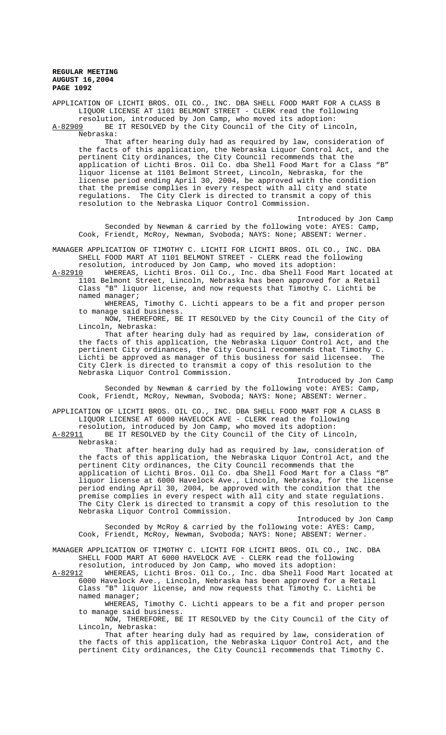APPLICATION OF LICHTI BROS. OIL CO., INC. DBA SHELL FOOD MART FOR A CLASS B LIQUOR LICENSE AT 1101 BELMONT STREET - CLERK read the following resolution, introduced by Jon Camp, who moved its adoption:

A-82909 BE IT RESOLVED by the City Council of the City of Lincoln, Nebraska:

That after hearing duly had as required by law, consideration of the facts of this application, the Nebraska Liquor Control Act, and the pertinent City ordinances, the City Council recommends that the application of Lichti Bros. Oil Co. dba Shell Food Mart for a Class "B" liquor license at 1101 Belmont Street, Lincoln, Nebraska, for the license period ending April 30, 2004, be approved with the condition that the premise complies in every respect with all city and state regulations. The City Clerk is directed to transmit a copy of this resolution to the Nebraska Liquor Control Commission.

Introduced by Jon Camp

Seconded by Newman & carried by the following vote: AYES: Camp, Cook, Friendt, McRoy, Newman, Svoboda; NAYS: None; ABSENT: Werner.

MANAGER APPLICATION OF TIMOTHY C. LICHTI FOR LICHTI BROS. OIL CO., INC. DBA SHELL FOOD MART AT 1101 BELMONT STREET - CLERK read the following resolution, introduced by Jon Camp, who moved its adoption:

A-82910 WHEREAS, Lichti Bros. Oil Co., Inc. dba Shell Food Mart located at 1101 Belmont Street, Lincoln, Nebraska has been approved for a Retail Class "B" liquor license, and now requests that Timothy C. Lichti be named manager;

WHEREAS, Timothy C. Lichti appears to be a fit and proper person to manage said business.

NOW, THEREFORE, BE IT RESOLVED by the City Council of the City of Lincoln, Nebraska:

That after hearing duly had as required by law, consideration of the facts of this application, the Nebraska Liquor Control Act, and the pertinent City ordinances, the City Council recommends that Timothy C. Lichti be approved as manager of this business for said licensee. The City Clerk is directed to transmit a copy of this resolution to the Nebraska Liquor Control Commission.

Introduced by Jon Camp

Seconded by Newman & carried by the following vote: AYES: Camp, Cook, Friendt, McRoy, Newman, Svoboda; NAYS: None; ABSENT: Werner.

APPLICATION OF LICHTI BROS. OIL CO., INC. DBA SHELL FOOD MART FOR A CLASS B LIQUOR LICENSE AT 6000 HAVELOCK AVE - CLERK read the following resolution, introduced by Jon Camp, who moved its adoption:

A-82911 BE IT RESOLVED by the City Council of the City of Lincoln, Nebraska:

That after hearing duly had as required by law, consideration of the facts of this application, the Nebraska Liquor Control Act, and the pertinent City ordinances, the City Council recommends that the application of Lichti Bros. Oil Co. dba Shell Food Mart for a Class "B" liquor license at 6000 Havelock Ave., Lincoln, Nebraska, for the license period ending April 30, 2004, be approved with the condition that the premise complies in every respect with all city and state regulations. The City Clerk is directed to transmit a copy of this resolution to the Nebraska Liquor Control Commission.

Introduced by Jon Camp

Seconded by McRoy & carried by the following vote: AYES: Camp, Cook, Friendt, McRoy, Newman, Svoboda; NAYS: None; ABSENT: Werner.

MANAGER APPLICATION OF TIMOTHY C. LICHTI FOR LICHTI BROS. OIL CO., INC. DBA SHELL FOOD MART AT 6000 HAVELOCK AVE - CLERK read the following resolution, introduced by Jon Camp, who moved its adoption:

A-82912 WHEREAS, Lichti Bros. Oil Co., Inc. dba Shell Food Mart located at 6000 Havelock Ave., Lincoln, Nebraska has been approved for a Retail Class "B" liquor license, and now requests that Timothy C. Lichti be named manager;

WHEREAS, Timothy C. Lichti appears to be a fit and proper person to manage said business.

NOW, THEREFORE, BE IT RESOLVED by the City Council of the City of Lincoln, Nebraska:

That after hearing duly had as required by law, consideration of the facts of this application, the Nebraska Liquor Control Act, and the pertinent City ordinances, the City Council recommends that Timothy C.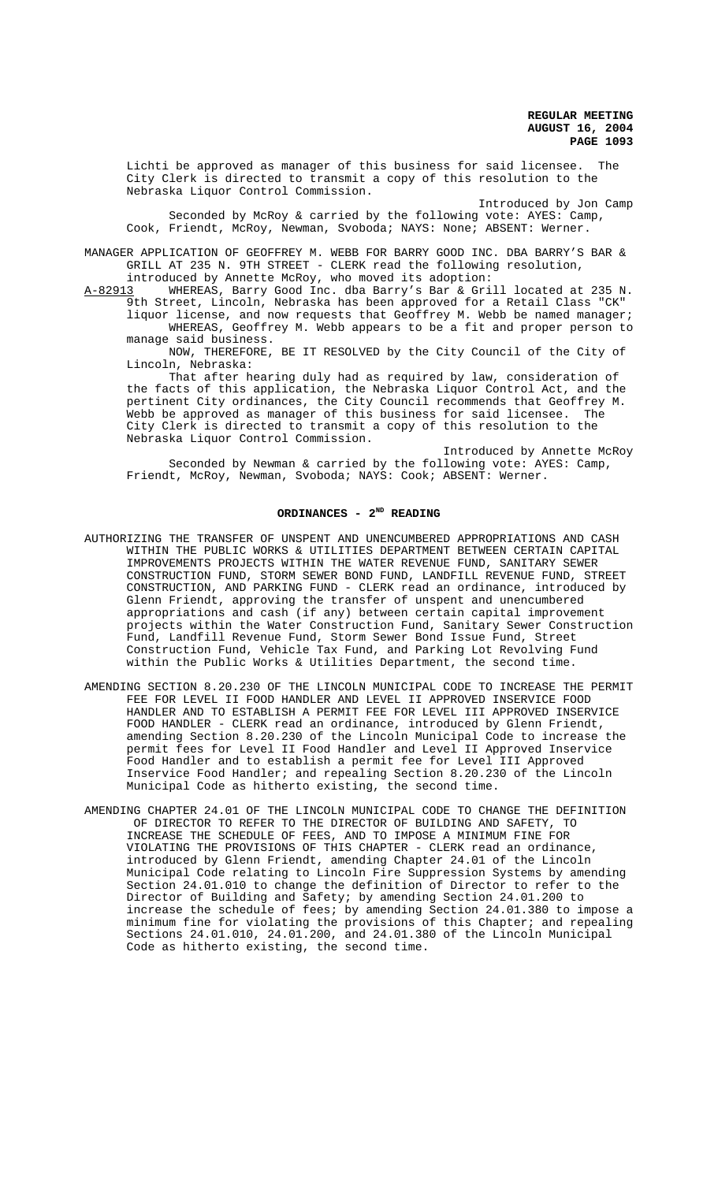Lichti be approved as manager of this business for said licensee. The City Clerk is directed to transmit a copy of this resolution to the Nebraska Liquor Control Commission.

Introduced by Jon Camp

Seconded by McRoy & carried by the following vote: AYES: Camp, Cook, Friendt, McRoy, Newman, Svoboda; NAYS: None; ABSENT: Werner.

MANAGER APPLICATION OF GEOFFREY M. WEBB FOR BARRY GOOD INC. DBA BARRY'S BAR & GRILL AT 235 N. 9TH STREET - CLERK read the following resolution, introduced by Annette McRoy, who moved its adoption:

A-82913 WHEREAS, Barry Good Inc. dba Barry's Bar & Grill located at 235 N. 9th Street, Lincoln, Nebraska has been approved for a Retail Class "CK" liquor license, and now requests that Geoffrey M. Webb be named manager;

WHEREAS, Geoffrey M. Webb appears to be a fit and proper person to manage said business.

NOW, THEREFORE, BE IT RESOLVED by the City Council of the City of Lincoln, Nebraska:

That after hearing duly had as required by law, consideration of the facts of this application, the Nebraska Liquor Control Act, and the pertinent City ordinances, the City Council recommends that Geoffrey M. Webb be approved as manager of this business for said licensee. The City Clerk is directed to transmit a copy of this resolution to the Nebraska Liquor Control Commission.

Introduced by Annette McRoy

Seconded by Newman & carried by the following vote: AYES: Camp, Friendt, McRoy, Newman, Svoboda; NAYS: Cook; ABSENT: Werner.

## ORDINANCES - 2ND READING

AUTHORIZING THE TRANSFER OF UNSPENT AND UNENCUMBERED APPROPRIATIONS AND CASH WITHIN THE PUBLIC WORKS & UTILITIES DEPARTMENT BETWEEN CERTAIN CAPITAL IMPROVEMENTS PROJECTS WITHIN THE WATER REVENUE FUND, SANITARY SEWER CONSTRUCTION FUND, STORM SEWER BOND FUND, LANDFILL REVENUE FUND, STREET CONSTRUCTION, AND PARKING FUND - CLERK read an ordinance, introduced by Glenn Friendt, approving the transfer of unspent and unencumbered appropriations and cash (if any) between certain capital improvement projects within the Water Construction Fund, Sanitary Sewer Construction Fund, Landfill Revenue Fund, Storm Sewer Bond Issue Fund, Street Construction Fund, Vehicle Tax Fund, and Parking Lot Revolving Fund within the Public Works & Utilities Department, the second time.

AMENDING SECTION 8.20.230 OF THE LINCOLN MUNICIPAL CODE TO INCREASE THE PERMIT FEE FOR LEVEL II FOOD HANDLER AND LEVEL II APPROVED INSERVICE FOOD HANDLER AND TO ESTABLISH A PERMIT FEE FOR LEVEL III APPROVED INSERVICE FOOD HANDLER - CLERK read an ordinance, introduced by Glenn Friendt, amending Section 8.20.230 of the Lincoln Municipal Code to increase the permit fees for Level II Food Handler and Level II Approved Inservice Food Handler and to establish a permit fee for Level III Approved Inservice Food Handler; and repealing Section 8.20.230 of the Lincoln Municipal Code as hitherto existing, the second time.

AMENDING CHAPTER 24.01 OF THE LINCOLN MUNICIPAL CODE TO CHANGE THE DEFINITION OF DIRECTOR TO REFER TO THE DIRECTOR OF BUILDING AND SAFETY, TO INCREASE THE SCHEDULE OF FEES, AND TO IMPOSE A MINIMUM FINE FOR VIOLATING THE PROVISIONS OF THIS CHAPTER - CLERK read an ordinance, introduced by Glenn Friendt, amending Chapter 24.01 of the Lincoln Municipal Code relating to Lincoln Fire Suppression Systems by amending Section 24.01.010 to change the definition of Director to refer to the Director of Building and Safety; by amending Section 24.01.200 to increase the schedule of fees; by amending Section 24.01.380 to impose a minimum fine for violating the provisions of this Chapter; and repealing Sections 24.01.010, 24.01.200, and 24.01.380 of the Lincoln Municipal Code as hitherto existing, the second time.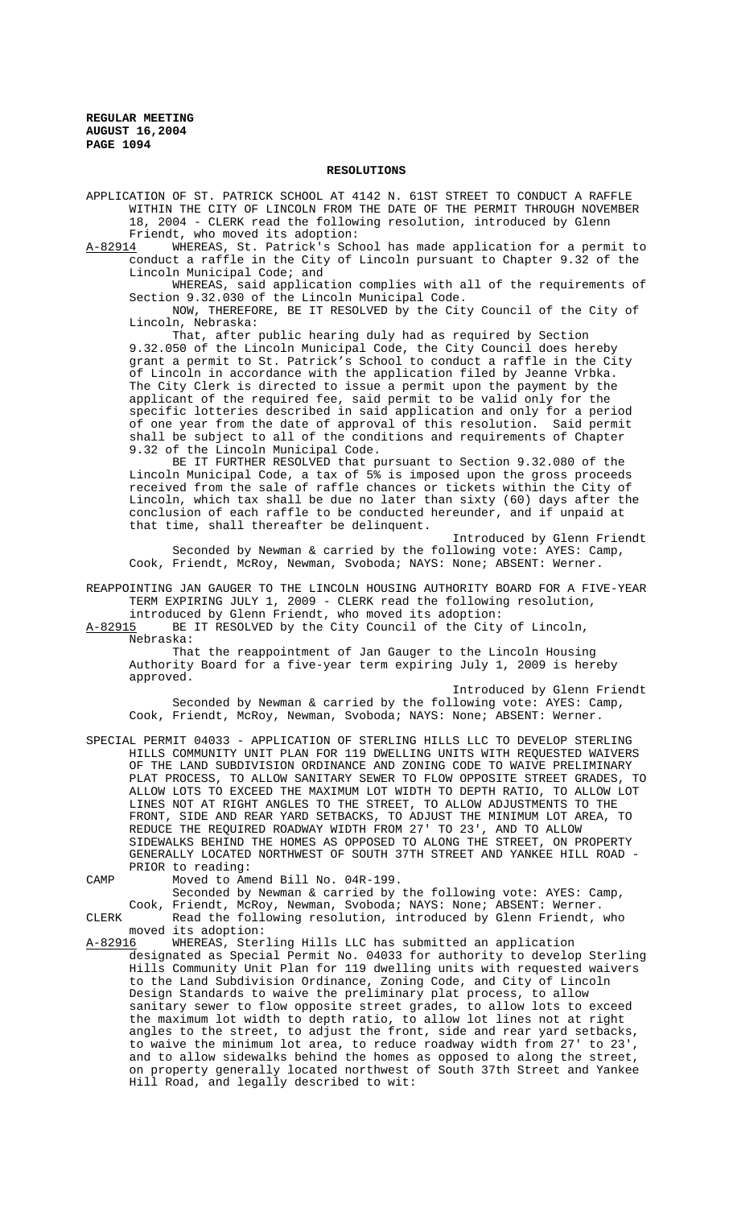## RESOLUTIONS

APPLICATION OF ST. PATRICK SCHOOL AT 4142 N. 61ST STREET TO CONDUCT A RAFFLE WITHIN THE CITY OF LINCOLN FROM THE DATE OF THE PERMIT THROUGH NOVEMBER 18, 2004 - CLERK read the following resolution, introduced by Glenn Friendt, who moved its adoption:

A-82914 WHEREAS, St. Patrick's School has made application for a permit to conduct a raffle in the City of Lincoln pursuant to Chapter 9.32 of the Lincoln Municipal Code; and

WHEREAS, said application complies with all of the requirements of Section 9.32.030 of the Lincoln Municipal Code.

NOW, THEREFORE, BE IT RESOLVED by the City Council of the City of Lincoln, Nebraska:

That, after public hearing duly had as required by Section 9.32.050 of the Lincoln Municipal Code, the City Council does hereby grant a permit to St. Patrick's School to conduct a raffle in the City of Lincoln in accordance with the application filed by Jeanne Vrbka. The City Clerk is directed to issue a permit upon the payment by the applicant of the required fee, said permit to be valid only for the specific lotteries described in said application and only for a period of one year from the date of approval of this resolution. Said permit shall be subject to all of the conditions and requirements of Chapter 9.32 of the Lincoln Municipal Code.

BE IT FURTHER RESOLVED that pursuant to Section 9.32.080 of the Lincoln Municipal Code, a tax of 5% is imposed upon the gross proceeds received from the sale of raffle chances or tickets within the City of Lincoln, which tax shall be due no later than sixty (60) days after the conclusion of each raffle to be conducted hereunder, and if unpaid at that time, shall thereafter be delinquent.

Introduced by Glenn Friendt

Seconded by Newman & carried by the following vote: AYES: Camp, Cook, Friendt, McRoy, Newman, Svoboda; NAYS: None; ABSENT: Werner.

REAPPOINTING JAN GAUGER TO THE LINCOLN HOUSING AUTHORITY BOARD FOR A FIVE-YEAR TERM EXPIRING JULY 1, 2009 - CLERK read the following resolution, introduced by Glenn Friendt, who moved its adoption:

A-82915 BE IT RESOLVED by the City Council of the City of Lincoln, Nebraska:

That the reappointment of Jan Gauger to the Lincoln Housing Authority Board for a five-year term expiring July 1, 2009 is hereby approved.

Introduced by Glenn Friendt

Seconded by Newman & carried by the following vote: AYES: Camp, Cook, Friendt, McRoy, Newman, Svoboda; NAYS: None; ABSENT: Werner.

SPECIAL PERMIT 04033 - APPLICATION OF STERLING HILLS LLC TO DEVELOP STERLING HILLS COMMUNITY UNIT PLAN FOR 119 DWELLING UNITS WITH REQUESTED WAIVERS OF THE LAND SUBDIVISION ORDINANCE AND ZONING CODE TO WAIVE PRELIMINARY PLAT PROCESS, TO ALLOW SANITARY SEWER TO FLOW OPPOSITE STREET GRADES, TO ALLOW LOTS TO EXCEED THE MAXIMUM LOT WIDTH TO DEPTH RATIO, TO ALLOW LOT LINES NOT AT RIGHT ANGLES TO THE STREET, TO ALLOW ADJUSTMENTS TO THE FRONT, SIDE AND REAR YARD SETBACKS, TO ADJUST THE MINIMUM LOT AREA, TO REDUCE THE REQUIRED ROADWAY WIDTH FROM 27' TO 23', AND TO ALLOW SIDEWALKS BEHIND THE HOMES AS OPPOSED TO ALONG THE STREET, ON PROPERTY GENERALLY LOCATED NORTHWEST OF SOUTH 37TH STREET AND YANKEE HILL ROAD - PRIOR to reading:

CAMP Moved to Amend Bill No. 04R-199.

Seconded by Newman & carried by the following vote: AYES: Camp, Cook, Friendt, McRoy, Newman, Svoboda; NAYS: None; ABSENT: Werner.

CLERK Read the following resolution, introduced by Glenn Friendt, who moved its adoption:

A-82916 WHEREAS, Sterling Hills LLC has submitted an application designated as Special Permit No. 04033 for authority to develop Sterling Hills Community Unit Plan for 119 dwelling units with requested waivers to the Land Subdivision Ordinance, Zoning Code, and City of Lincoln Design Standards to waive the preliminary plat process, to allow sanitary sewer to flow opposite street grades, to allow lots to exceed the maximum lot width to depth ratio, to allow lot lines not at right angles to the street, to adjust the front, side and rear yard setbacks, to waive the minimum lot area, to reduce roadway width from 27' to 23', and to allow sidewalks behind the homes as opposed to along the street, on property generally located northwest of South 37th Street and Yankee Hill Road, and legally described to wit: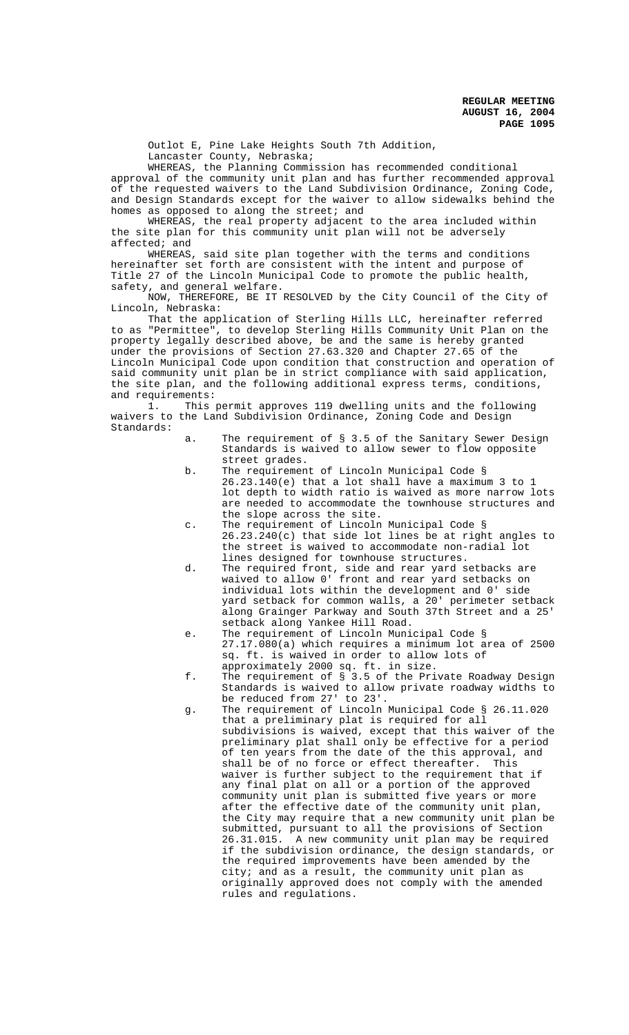Outlot E, Pine Lake Heights South 7th Addition,
Lancaster County, Nebraska;

WHEREAS, the Planning Commission has recommended conditional approval of the community unit plan and has further recommended approval of the requested waivers to the Land Subdivision Ordinance, Zoning Code, and Design Standards except for the waiver to allow sidewalks behind the homes as opposed to along the street; and

WHEREAS, the real property adjacent to the area included within the site plan for this community unit plan will not be adversely affected; and

WHEREAS, said site plan together with the terms and conditions hereinafter set forth are consistent with the intent and purpose of Title 27 of the Lincoln Municipal Code to promote the public health, safety, and general welfare.

NOW, THEREFORE, BE IT RESOLVED by the City Council of the City of Lincoln, Nebraska:

That the application of Sterling Hills LLC, hereinafter referred to as "Permittee", to develop Sterling Hills Community Unit Plan on the property legally described above, be and the same is hereby granted under the provisions of Section 27.63.320 and Chapter 27.65 of the Lincoln Municipal Code upon condition that construction and operation of said community unit plan be in strict compliance with said application, the site plan, and the following additional express terms, conditions, and requirements:

1. This permit approves 119 dwelling units and the following waivers to the Land Subdivision Ordinance, Zoning Code and Design Standards:

   a. The requirement of § 3.5 of the Sanitary Sewer Design Standards is waived to allow sewer to flow opposite street grades.

   b. The requirement of Lincoln Municipal Code § 26.23.140(e) that a lot shall have a maximum 3 to 1 lot depth to width ratio is waived as more narrow lots are needed to accommodate the townhouse structures and the slope across the site.

   c. The requirement of Lincoln Municipal Code § 26.23.240(c) that side lot lines be at right angles to the street is waived to accommodate non-radial lot lines designed for townhouse structures.

   d. The required front, side and rear yard setbacks are waived to allow 0' front and rear yard setbacks on individual lots within the development and 0' side yard setback for common walls, a 20' perimeter setback along Grainger Parkway and South 37th Street and a 25' setback along Yankee Hill Road.

   e. The requirement of Lincoln Municipal Code § 27.17.080(a) which requires a minimum lot area of 2500 sq. ft. is waived in order to allow lots of approximately 2000 sq. ft. in size.

   f. The requirement of § 3.5 of the Private Roadway Design Standards is waived to allow private roadway widths to be reduced from 27' to 23'.

   g. The requirement of Lincoln Municipal Code § 26.11.020 that a preliminary plat is required for all subdivisions is waived, except that this waiver of the preliminary plat shall only be effective for a period of ten years from the date of the this approval, and shall be of no force or effect thereafter. This waiver is further subject to the requirement that if any final plat on all or a portion of the approved community unit plan is submitted five years or more after the effective date of the community unit plan, the City may require that a new community unit plan be submitted, pursuant to all the provisions of Section 26.31.015. A new community unit plan may be required if the subdivision ordinance, the design standards, or the required improvements have been amended by the city; and as a result, the community unit plan as originally approved does not comply with the amended rules and regulations.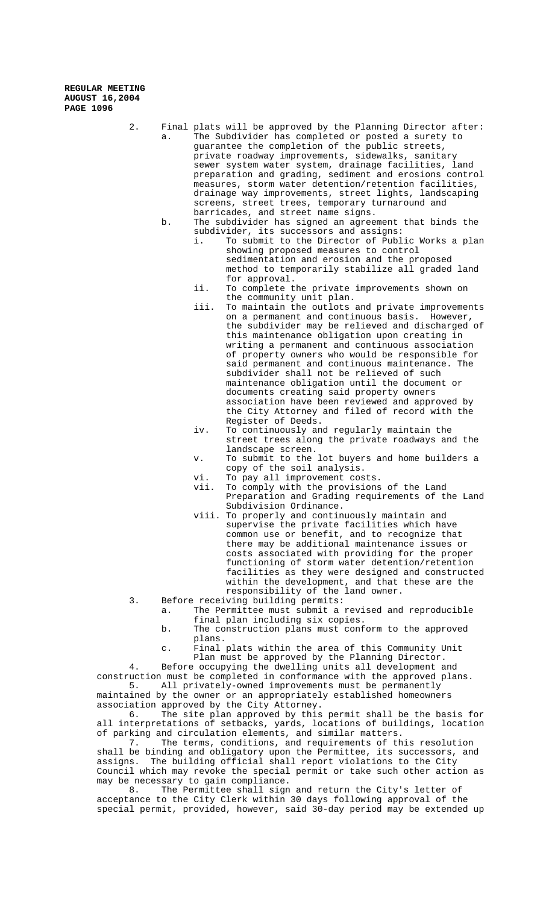2. Final plats will be approved by the Planning Director after:
   a. The Subdivider has completed or posted a surety to guarantee the completion of the public streets, private roadway improvements, sidewalks, sanitary sewer system water system, drainage facilities, land preparation and grading, sediment and erosions control measures, storm water detention/retention facilities, drainage way improvements, street lights, landscaping screens, street trees, temporary turnaround and barricades, and street name signs.
   b. The subdivider has signed an agreement that binds the subdivider, its successors and assigns:
      i. To submit to the Director of Public Works a plan showing proposed measures to control sedimentation and erosion and the proposed method to temporarily stabilize all graded land for approval.
      ii. To complete the private improvements shown on the community unit plan.
      iii. To maintain the outlots and private improvements on a permanent and continuous basis. However, the subdivider may be relieved and discharged of this maintenance obligation upon creating in writing a permanent and continuous association of property owners who would be responsible for said permanent and continuous maintenance. The subdivider shall not be relieved of such maintenance obligation until the document or documents creating said property owners association have been reviewed and approved by the City Attorney and filed of record with the Register of Deeds.
      iv. To continuously and regularly maintain the street trees along the private roadways and the landscape screen.
      v. To submit to the lot buyers and home builders a copy of the soil analysis.
      vi. To pay all improvement costs.
      vii. To comply with the provisions of the Land Preparation and Grading requirements of the Land Subdivision Ordinance.
      viii. To properly and continuously maintain and supervise the private facilities which have common use or benefit, and to recognize that there may be additional maintenance issues or costs associated with providing for the proper functioning of storm water detention/retention facilities as they were designed and constructed within the development, and that these are the responsibility of the land owner.
3. Before receiving building permits:
   a. The Permittee must submit a revised and reproducible final plan including six copies.
   b. The construction plans must conform to the approved plans.
   c. Final plats within the area of this Community Unit Plan must be approved by the Planning Director.

4. Before occupying the dwelling units all development and construction must be completed in conformance with the approved plans.

5. All privately-owned improvements must be permanently maintained by the owner or an appropriately established homeowners association approved by the City Attorney.

6. The site plan approved by this permit shall be the basis for all interpretations of setbacks, yards, locations of buildings, location of parking and circulation elements, and similar matters.

7. The terms, conditions, and requirements of this resolution shall be binding and obligatory upon the Permittee, its successors, and assigns. The building official shall report violations to the City Council which may revoke the special permit or take such other action as may be necessary to gain compliance.

8. The Permittee shall sign and return the City's letter of acceptance to the City Clerk within 30 days following approval of the special permit, provided, however, said 30-day period may be extended up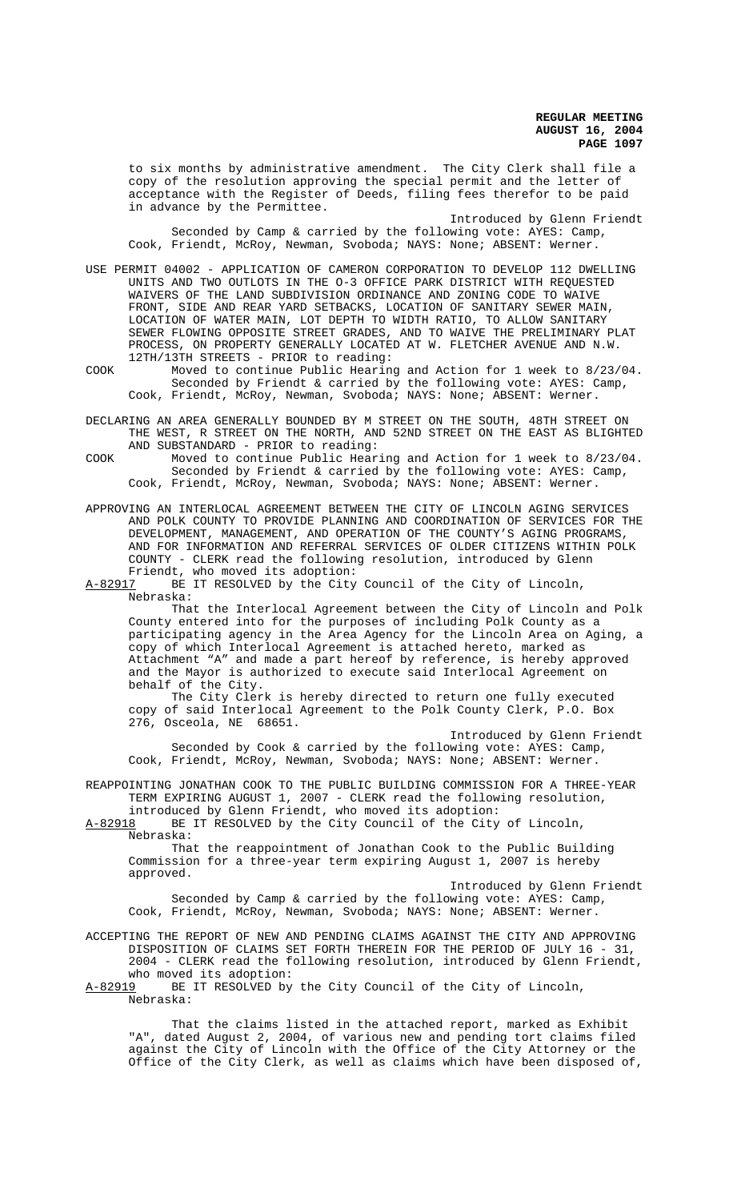to six months by administrative amendment. The City Clerk shall file a copy of the resolution approving the special permit and the letter of acceptance with the Register of Deeds, filing fees therefor to be paid in advance by the Permittee.

Introduced by Glenn Friendt

Seconded by Camp & carried by the following vote: AYES: Camp, Cook, Friendt, McRoy, Newman, Svoboda; NAYS: None; ABSENT: Werner.

USE PERMIT 04002 - APPLICATION OF CAMERON CORPORATION TO DEVELOP 112 DWELLING UNITS AND TWO OUTLOTS IN THE O-3 OFFICE PARK DISTRICT WITH REQUESTED WAIVERS OF THE LAND SUBDIVISION ORDINANCE AND ZONING CODE TO WAIVE FRONT, SIDE AND REAR YARD SETBACKS, LOCATION OF SANITARY SEWER MAIN, LOCATION OF WATER MAIN, LOT DEPTH TO WIDTH RATIO, TO ALLOW SANITARY SEWER FLOWING OPPOSITE STREET GRADES, AND TO WAIVE THE PRELIMINARY PLAT PROCESS, ON PROPERTY GENERALLY LOCATED AT W. FLETCHER AVENUE AND N.W. 12TH/13TH STREETS - PRIOR to reading:

COOK Moved to continue Public Hearing and Action for 1 week to 8/23/04. Seconded by Friendt & carried by the following vote: AYES: Camp, Cook, Friendt, McRoy, Newman, Svoboda; NAYS: None; ABSENT: Werner.

DECLARING AN AREA GENERALLY BOUNDED BY M STREET ON THE SOUTH, 48TH STREET ON THE WEST, R STREET ON THE NORTH, AND 52ND STREET ON THE EAST AS BLIGHTED AND SUBSTANDARD - PRIOR to reading:

COOK Moved to continue Public Hearing and Action for 1 week to 8/23/04. Seconded by Friendt & carried by the following vote: AYES: Camp, Cook, Friendt, McRoy, Newman, Svoboda; NAYS: None; ABSENT: Werner.

APPROVING AN INTERLOCAL AGREEMENT BETWEEN THE CITY OF LINCOLN AGING SERVICES AND POLK COUNTY TO PROVIDE PLANNING AND COORDINATION OF SERVICES FOR THE DEVELOPMENT, MANAGEMENT, AND OPERATION OF THE COUNTY'S AGING PROGRAMS, AND FOR INFORMATION AND REFERRAL SERVICES OF OLDER CITIZENS WITHIN POLK COUNTY - CLERK read the following resolution, introduced by Glenn Friendt, who moved its adoption:

A-82917 BE IT RESOLVED by the City Council of the City of Lincoln, Nebraska:

That the Interlocal Agreement between the City of Lincoln and Polk County entered into for the purposes of including Polk County as a participating agency in the Area Agency for the Lincoln Area on Aging, a copy of which Interlocal Agreement is attached hereto, marked as Attachment "A" and made a part hereof by reference, is hereby approved and the Mayor is authorized to execute said Interlocal Agreement on behalf of the City.

The City Clerk is hereby directed to return one fully executed copy of said Interlocal Agreement to the Polk County Clerk, P.O. Box 276, Osceola, NE 68651.

Introduced by Glenn Friendt

Seconded by Cook & carried by the following vote: AYES: Camp, Cook, Friendt, McRoy, Newman, Svoboda; NAYS: None; ABSENT: Werner.

REAPPOINTING JONATHAN COOK TO THE PUBLIC BUILDING COMMISSION FOR A THREE-YEAR TERM EXPIRING AUGUST 1, 2007 - CLERK read the following resolution, introduced by Glenn Friendt, who moved its adoption:

A-82918 BE IT RESOLVED by the City Council of the City of Lincoln, Nebraska:

That the reappointment of Jonathan Cook to the Public Building Commission for a three-year term expiring August 1, 2007 is hereby approved.

Introduced by Glenn Friendt

Seconded by Camp & carried by the following vote: AYES: Camp, Cook, Friendt, McRoy, Newman, Svoboda; NAYS: None; ABSENT: Werner.

ACCEPTING THE REPORT OF NEW AND PENDING CLAIMS AGAINST THE CITY AND APPROVING DISPOSITION OF CLAIMS SET FORTH THEREIN FOR THE PERIOD OF JULY 16 - 31, 2004 - CLERK read the following resolution, introduced by Glenn Friendt, who moved its adoption:

A-82919 BE IT RESOLVED by the City Council of the City of Lincoln, Nebraska:

That the claims listed in the attached report, marked as Exhibit "A", dated August 2, 2004, of various new and pending tort claims filed against the City of Lincoln with the Office of the City Attorney or the Office of the City Clerk, as well as claims which have been disposed of,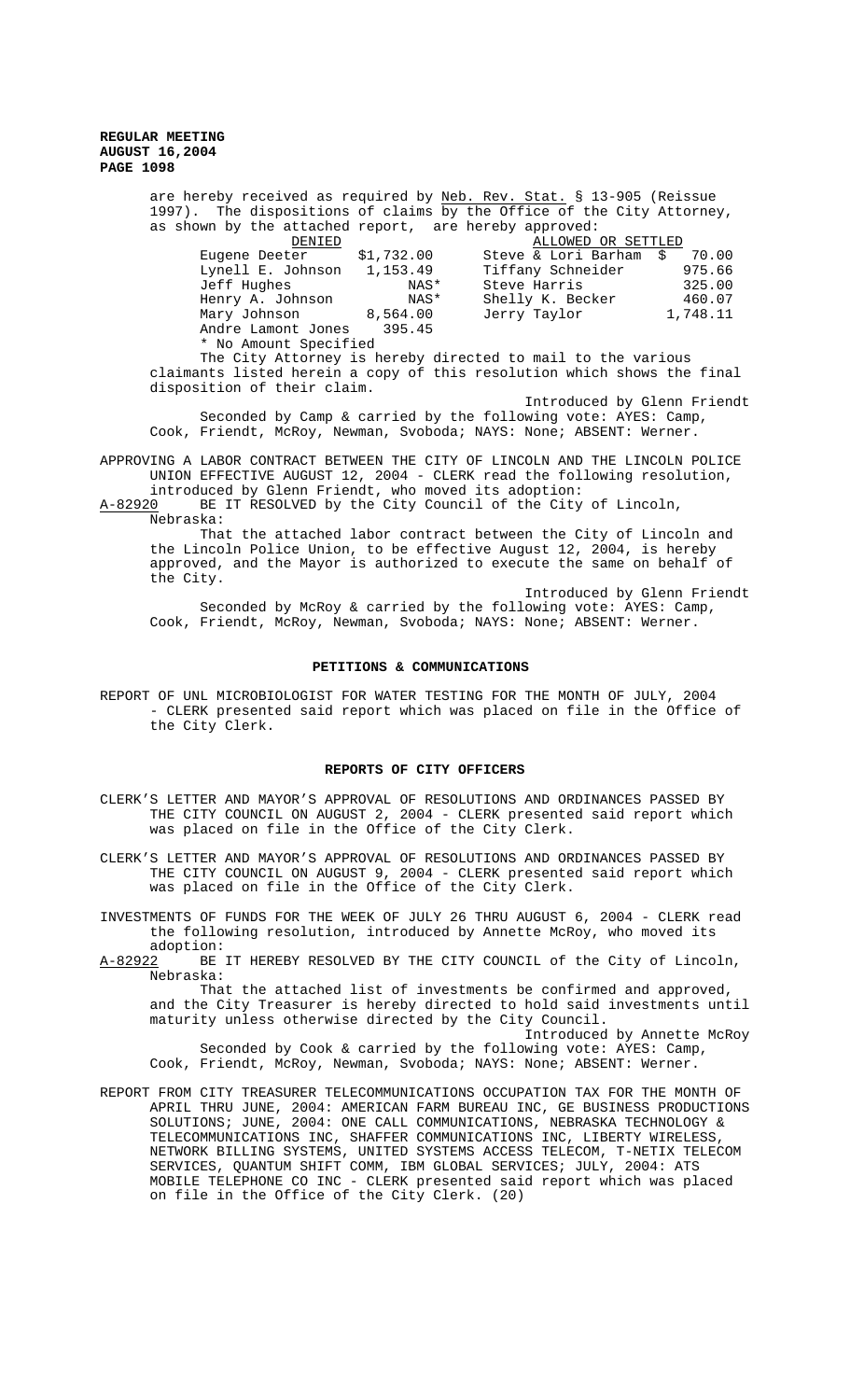are hereby received as required by Neb. Rev. Stat. § 13-905 (Reissue 1997). The dispositions of claims by the Office of the City Attorney, as shown by the attached report, are hereby approved:

| DENIED | | ALLOWED OR SETTLED | |
|---|---|---|---|
| Eugene Deeter | $1,732.00 | Steve & Lori Barham | $ 70.00 |
| Lynell E. Johnson | 1,153.49 | Tiffany Schneider | 975.66 |
| Jeff Hughes | NAS* | Steve Harris | 325.00 |
| Henry A. Johnson | NAS* | Shelly K. Becker | 460.07 |
| Mary Johnson | 8,564.00 | Jerry Taylor | 1,748.11 |
| Andre Lamont Jones | 395.45 | | |

\* No Amount Specified

The City Attorney is hereby directed to mail to the various claimants listed herein a copy of this resolution which shows the final disposition of their claim.

Introduced by Glenn Friendt

Seconded by Camp & carried by the following vote: AYES: Camp, Cook, Friendt, McRoy, Newman, Svoboda; NAYS: None; ABSENT: Werner.

APPROVING A LABOR CONTRACT BETWEEN THE CITY OF LINCOLN AND THE LINCOLN POLICE UNION EFFECTIVE AUGUST 12, 2004 - CLERK read the following resolution, introduced by Glenn Friendt, who moved its adoption:

A-82920 BE IT RESOLVED by the City Council of the City of Lincoln, Nebraska:

That the attached labor contract between the City of Lincoln and the Lincoln Police Union, to be effective August 12, 2004, is hereby approved, and the Mayor is authorized to execute the same on behalf of the City.

Introduced by Glenn Friendt

Seconded by McRoy & carried by the following vote: AYES: Camp, Cook, Friendt, McRoy, Newman, Svoboda; NAYS: None; ABSENT: Werner.

## PETITIONS & COMMUNICATIONS

REPORT OF UNL MICROBIOLOGIST FOR WATER TESTING FOR THE MONTH OF JULY, 2004 - CLERK presented said report which was placed on file in the Office of the City Clerk.

## REPORTS OF CITY OFFICERS

CLERK'S LETTER AND MAYOR'S APPROVAL OF RESOLUTIONS AND ORDINANCES PASSED BY THE CITY COUNCIL ON AUGUST 2, 2004 - CLERK presented said report which was placed on file in the Office of the City Clerk.

CLERK'S LETTER AND MAYOR'S APPROVAL OF RESOLUTIONS AND ORDINANCES PASSED BY THE CITY COUNCIL ON AUGUST 9, 2004 - CLERK presented said report which was placed on file in the Office of the City Clerk.

INVESTMENTS OF FUNDS FOR THE WEEK OF JULY 26 THRU AUGUST 6, 2004 - CLERK read the following resolution, introduced by Annette McRoy, who moved its adoption:

A-82922 BE IT HEREBY RESOLVED BY THE CITY COUNCIL of the City of Lincoln, Nebraska:

That the attached list of investments be confirmed and approved, and the City Treasurer is hereby directed to hold said investments until maturity unless otherwise directed by the City Council.

Introduced by Annette McRoy

Seconded by Cook & carried by the following vote: AYES: Camp, Cook, Friendt, McRoy, Newman, Svoboda; NAYS: None; ABSENT: Werner.

REPORT FROM CITY TREASURER TELECOMMUNICATIONS OCCUPATION TAX FOR THE MONTH OF APRIL THRU JUNE, 2004: AMERICAN FARM BUREAU INC, GE BUSINESS PRODUCTIONS SOLUTIONS; JUNE, 2004: ONE CALL COMMUNICATIONS, NEBRASKA TECHNOLOGY & TELECOMMUNICATIONS INC, SHAFFER COMMUNICATIONS INC, LIBERTY WIRELESS, NETWORK BILLING SYSTEMS, UNITED SYSTEMS ACCESS TELECOM, T-NETIX TELECOM SERVICES, QUANTUM SHIFT COMM, IBM GLOBAL SERVICES; JULY, 2004: ATS MOBILE TELEPHONE CO INC - CLERK presented said report which was placed on file in the Office of the City Clerk. (20)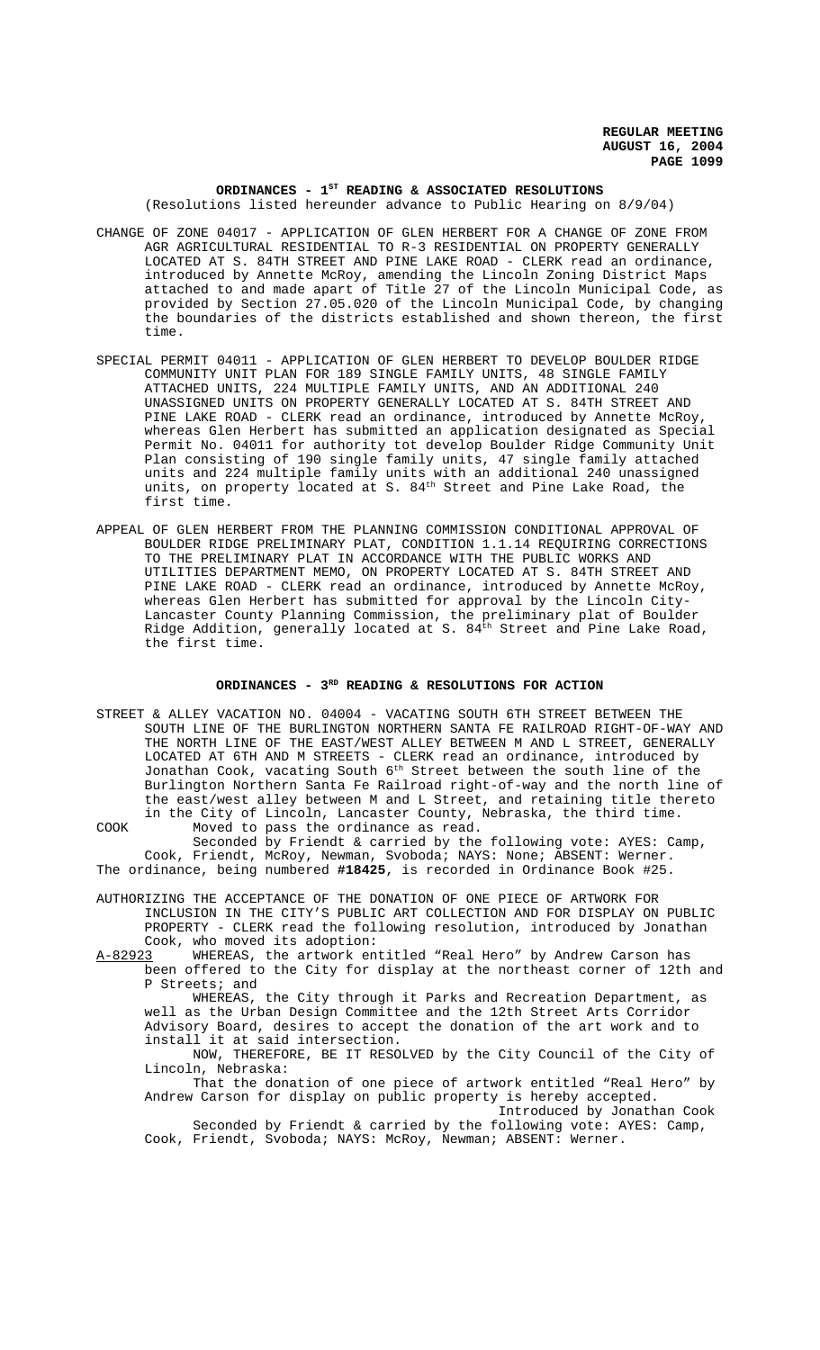## ORDINANCES - 1ST READING & ASSOCIATED RESOLUTIONS

(Resolutions listed hereunder advance to Public Hearing on 8/9/04)

CHANGE OF ZONE 04017 - APPLICATION OF GLEN HERBERT FOR A CHANGE OF ZONE FROM AGR AGRICULTURAL RESIDENTIAL TO R-3 RESIDENTIAL ON PROPERTY GENERALLY LOCATED AT S. 84TH STREET AND PINE LAKE ROAD - CLERK read an ordinance, introduced by Annette McRoy, amending the Lincoln Zoning District Maps attached to and made apart of Title 27 of the Lincoln Municipal Code, as provided by Section 27.05.020 of the Lincoln Municipal Code, by changing the boundaries of the districts established and shown thereon, the first time.

SPECIAL PERMIT 04011 - APPLICATION OF GLEN HERBERT TO DEVELOP BOULDER RIDGE COMMUNITY UNIT PLAN FOR 189 SINGLE FAMILY UNITS, 48 SINGLE FAMILY ATTACHED UNITS, 224 MULTIPLE FAMILY UNITS, AND AN ADDITIONAL 240 UNASSIGNED UNITS ON PROPERTY GENERALLY LOCATED AT S. 84TH STREET AND PINE LAKE ROAD - CLERK read an ordinance, introduced by Annette McRoy, whereas Glen Herbert has submitted an application designated as Special Permit No. 04011 for authority tot develop Boulder Ridge Community Unit Plan consisting of 190 single family units, 47 single family attached units and 224 multiple family units with an additional 240 unassigned units, on property located at S. 84th Street and Pine Lake Road, the first time.

APPEAL OF GLEN HERBERT FROM THE PLANNING COMMISSION CONDITIONAL APPROVAL OF BOULDER RIDGE PRELIMINARY PLAT, CONDITION 1.1.14 REQUIRING CORRECTIONS TO THE PRELIMINARY PLAT IN ACCORDANCE WITH THE PUBLIC WORKS AND UTILITIES DEPARTMENT MEMO, ON PROPERTY LOCATED AT S. 84TH STREET AND PINE LAKE ROAD - CLERK read an ordinance, introduced by Annette McRoy, whereas Glen Herbert has submitted for approval by the Lincoln City-Lancaster County Planning Commission, the preliminary plat of Boulder Ridge Addition, generally located at S. 84th Street and Pine Lake Road, the first time.

## ORDINANCES - 3RD READING & RESOLUTIONS FOR ACTION

STREET & ALLEY VACATION NO. 04004 - VACATING SOUTH 6TH STREET BETWEEN THE SOUTH LINE OF THE BURLINGTON NORTHERN SANTA FE RAILROAD RIGHT-OF-WAY AND THE NORTH LINE OF THE EAST/WEST ALLEY BETWEEN M AND L STREET, GENERALLY LOCATED AT 6TH AND M STREETS - CLERK read an ordinance, introduced by Jonathan Cook, vacating South 6th Street between the south line of the Burlington Northern Santa Fe Railroad right-of-way and the north line of the east/west alley between M and L Street, and retaining title thereto in the City of Lincoln, Lancaster County, Nebraska, the third time.

COOK Moved to pass the ordinance as read.

Seconded by Friendt & carried by the following vote: AYES: Camp, Cook, Friendt, McRoy, Newman, Svoboda; NAYS: None; ABSENT: Werner.

The ordinance, being numbered **#18425**, is recorded in Ordinance Book #25.

AUTHORIZING THE ACCEPTANCE OF THE DONATION OF ONE PIECE OF ARTWORK FOR INCLUSION IN THE CITY'S PUBLIC ART COLLECTION AND FOR DISPLAY ON PUBLIC PROPERTY - CLERK read the following resolution, introduced by Jonathan Cook, who moved its adoption:

A-82923 WHEREAS, the artwork entitled "Real Hero" by Andrew Carson has been offered to the City for display at the northeast corner of 12th and P Streets; and

WHEREAS, the City through it Parks and Recreation Department, as well as the Urban Design Committee and the 12th Street Arts Corridor Advisory Board, desires to accept the donation of the art work and to install it at said intersection.

NOW, THEREFORE, BE IT RESOLVED by the City Council of the City of Lincoln, Nebraska:

That the donation of one piece of artwork entitled "Real Hero" by Andrew Carson for display on public property is hereby accepted.

Introduced by Jonathan Cook

Seconded by Friendt & carried by the following vote: AYES: Camp, Cook, Friendt, Svoboda; NAYS: McRoy, Newman; ABSENT: Werner.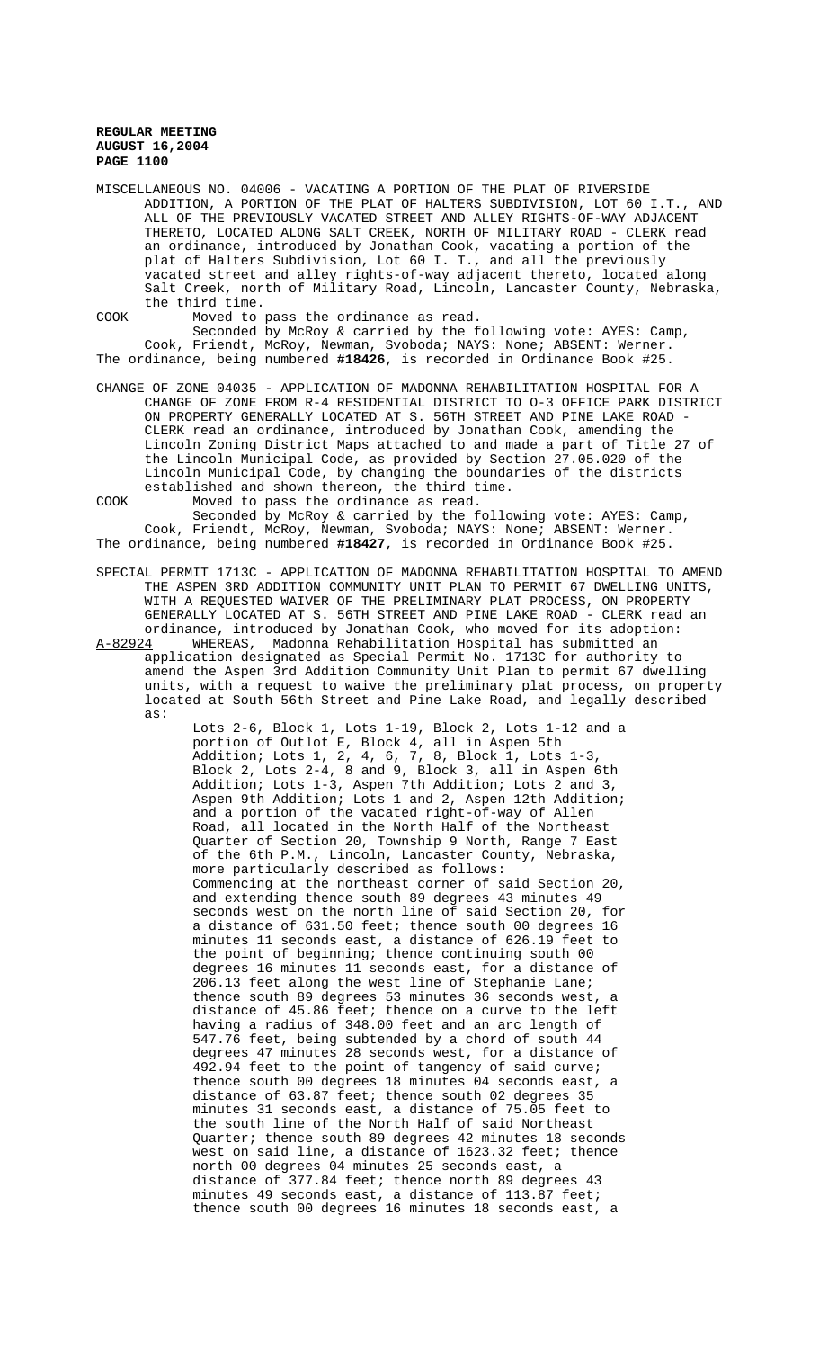MISCELLANEOUS NO. 04006 - VACATING A PORTION OF THE PLAT OF RIVERSIDE ADDITION, A PORTION OF THE PLAT OF HALTERS SUBDIVISION, LOT 60 I.T., AND ALL OF THE PREVIOUSLY VACATED STREET AND ALLEY RIGHTS-OF-WAY ADJACENT THERETO, LOCATED ALONG SALT CREEK, NORTH OF MILITARY ROAD - CLERK read an ordinance, introduced by Jonathan Cook, vacating a portion of the plat of Halters Subdivision, Lot 60 I. T., and all the previously vacated street and alley rights-of-way adjacent thereto, located along Salt Creek, north of Military Road, Lincoln, Lancaster County, Nebraska, the third time.

COOK Moved to pass the ordinance as read.

Seconded by McRoy & carried by the following vote: AYES: Camp, Cook, Friendt, McRoy, Newman, Svoboda; NAYS: None; ABSENT: Werner.

The ordinance, being numbered **#18426**, is recorded in Ordinance Book #25.

CHANGE OF ZONE 04035 - APPLICATION OF MADONNA REHABILITATION HOSPITAL FOR A CHANGE OF ZONE FROM R-4 RESIDENTIAL DISTRICT TO O-3 OFFICE PARK DISTRICT ON PROPERTY GENERALLY LOCATED AT S. 56TH STREET AND PINE LAKE ROAD - CLERK read an ordinance, introduced by Jonathan Cook, amending the Lincoln Zoning District Maps attached to and made a part of Title 27 of the Lincoln Municipal Code, as provided by Section 27.05.020 of the Lincoln Municipal Code, by changing the boundaries of the districts established and shown thereon, the third time.

COOK Moved to pass the ordinance as read.

Seconded by McRoy & carried by the following vote: AYES: Camp, Cook, Friendt, McRoy, Newman, Svoboda; NAYS: None; ABSENT: Werner.

The ordinance, being numbered **#18427**, is recorded in Ordinance Book #25.

SPECIAL PERMIT 1713C - APPLICATION OF MADONNA REHABILITATION HOSPITAL TO AMEND THE ASPEN 3RD ADDITION COMMUNITY UNIT PLAN TO PERMIT 67 DWELLING UNITS, WITH A REQUESTED WAIVER OF THE PRELIMINARY PLAT PROCESS, ON PROPERTY GENERALLY LOCATED AT S. 56TH STREET AND PINE LAKE ROAD - CLERK read an ordinance, introduced by Jonathan Cook, who moved for its adoption:

A-82924 WHEREAS, Madonna Rehabilitation Hospital has submitted an application designated as Special Permit No. 1713C for authority to amend the Aspen 3rd Addition Community Unit Plan to permit 67 dwelling units, with a request to waive the preliminary plat process, on property located at South 56th Street and Pine Lake Road, and legally described as:

Lots 2-6, Block 1, Lots 1-19, Block 2, Lots 1-12 and a portion of Outlot E, Block 4, all in Aspen 5th Addition; Lots 1, 2, 4, 6, 7, 8, Block 1, Lots 1-3, Block 2, Lots 2-4, 8 and 9, Block 3, all in Aspen 6th Addition; Lots 1-3, Aspen 7th Addition; Lots 2 and 3, Aspen 9th Addition; Lots 1 and 2, Aspen 12th Addition; and a portion of the vacated right-of-way of Allen Road, all located in the North Half of the Northeast Quarter of Section 20, Township 9 North, Range 7 East of the 6th P.M., Lincoln, Lancaster County, Nebraska, more particularly described as follows:

Commencing at the northeast corner of said Section 20, and extending thence south 89 degrees 43 minutes 49 seconds west on the north line of said Section 20, for a distance of 631.50 feet; thence south 00 degrees 16 minutes 11 seconds east, a distance of 626.19 feet to the point of beginning; thence continuing south 00 degrees 16 minutes 11 seconds east, for a distance of 206.13 feet along the west line of Stephanie Lane; thence south 89 degrees 53 minutes 36 seconds west, a distance of 45.86 feet; thence on a curve to the left having a radius of 348.00 feet and an arc length of 547.76 feet, being subtended by a chord of south 44 degrees 47 minutes 28 seconds west, for a distance of 492.94 feet to the point of tangency of said curve; thence south 00 degrees 18 minutes 04 seconds east, a distance of 63.87 feet; thence south 02 degrees 35 minutes 31 seconds east, a distance of 75.05 feet to the south line of the North Half of said Northeast Quarter; thence south 89 degrees 42 minutes 18 seconds west on said line, a distance of 1623.32 feet; thence north 00 degrees 04 minutes 25 seconds east, a distance of 377.84 feet; thence north 89 degrees 43 minutes 49 seconds east, a distance of 113.87 feet; thence south 00 degrees 16 minutes 18 seconds east, a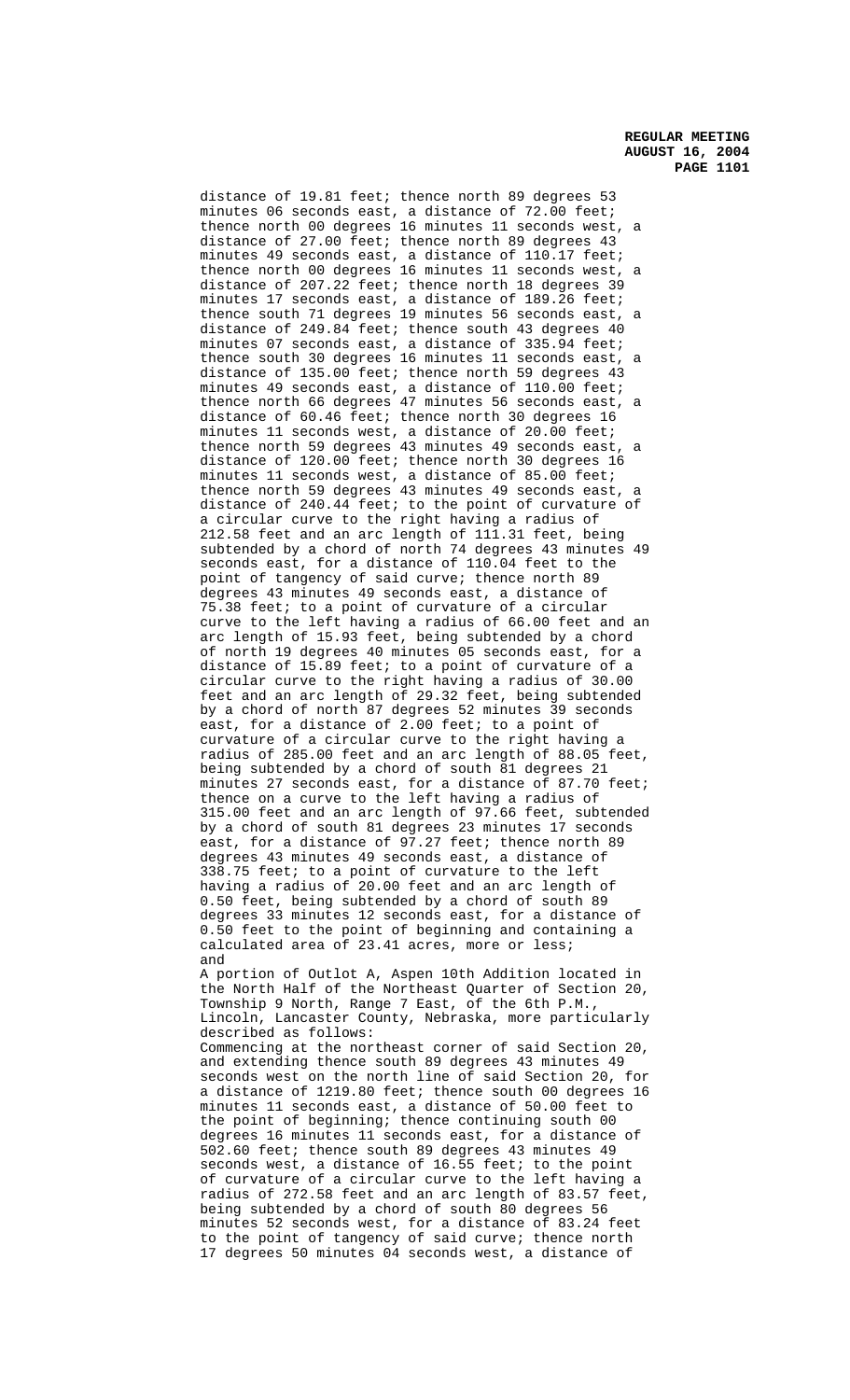distance of 19.81 feet; thence north 89 degrees 53 minutes 06 seconds east, a distance of 72.00 feet; thence north 00 degrees 16 minutes 11 seconds west, a distance of 27.00 feet; thence north 89 degrees 43 minutes 49 seconds east, a distance of 110.17 feet; thence north 00 degrees 16 minutes 11 seconds west, a distance of 207.22 feet; thence north 18 degrees 39 minutes 17 seconds east, a distance of 189.26 feet; thence south 71 degrees 19 minutes 56 seconds east, a distance of 249.84 feet; thence south 43 degrees 40 minutes 07 seconds east, a distance of 335.94 feet; thence south 30 degrees 16 minutes 11 seconds east, a distance of 135.00 feet; thence north 59 degrees 43 minutes 49 seconds east, a distance of 110.00 feet; thence north 66 degrees 47 minutes 56 seconds east, a distance of 60.46 feet; thence north 30 degrees 16 minutes 11 seconds west, a distance of 20.00 feet; thence north 59 degrees 43 minutes 49 seconds east, a distance of 120.00 feet; thence north 30 degrees 16 minutes 11 seconds west, a distance of 85.00 feet; thence north 59 degrees 43 minutes 49 seconds east, a distance of 240.44 feet; to the point of curvature of a circular curve to the right having a radius of 212.58 feet and an arc length of 111.31 feet, being subtended by a chord of north 74 degrees 43 minutes 49 seconds east, for a distance of 110.04 feet to the point of tangency of said curve; thence north 89 degrees 43 minutes 49 seconds east, a distance of 75.38 feet; to a point of curvature of a circular curve to the left having a radius of 66.00 feet and an arc length of 15.93 feet, being subtended by a chord of north 19 degrees 40 minutes 05 seconds east, for a distance of 15.89 feet; to a point of curvature of a circular curve to the right having a radius of 30.00 feet and an arc length of 29.32 feet, being subtended by a chord of north 87 degrees 52 minutes 39 seconds east, for a distance of 2.00 feet; to a point of curvature of a circular curve to the right having a radius of 285.00 feet and an arc length of 88.05 feet, being subtended by a chord of south 81 degrees 21 minutes 27 seconds east, for a distance of 87.70 feet; thence on a curve to the left having a radius of 315.00 feet and an arc length of 97.66 feet, subtended by a chord of south 81 degrees 23 minutes 17 seconds east, for a distance of 97.27 feet; thence north 89 degrees 43 minutes 49 seconds east, a distance of 338.75 feet; to a point of curvature to the left having a radius of 20.00 feet and an arc length of 0.50 feet, being subtended by a chord of south 89 degrees 33 minutes 12 seconds east, for a distance of 0.50 feet to the point of beginning and containing a calculated area of 23.41 acres, more or less; and

A portion of Outlot A, Aspen 10th Addition located in the North Half of the Northeast Quarter of Section 20, Township 9 North, Range 7 East, of the 6th P.M., Lincoln, Lancaster County, Nebraska, more particularly described as follows:

Commencing at the northeast corner of said Section 20, and extending thence south 89 degrees 43 minutes 49 seconds west on the north line of said Section 20, for a distance of 1219.80 feet; thence south 00 degrees 16 minutes 11 seconds east, a distance of 50.00 feet to the point of beginning; thence continuing south 00 degrees 16 minutes 11 seconds east, for a distance of 502.60 feet; thence south 89 degrees 43 minutes 49 seconds west, a distance of 16.55 feet; to the point of curvature of a circular curve to the left having a radius of 272.58 feet and an arc length of 83.57 feet, being subtended by a chord of south 80 degrees 56 minutes 52 seconds west, for a distance of 83.24 feet to the point of tangency of said curve; thence north 17 degrees 50 minutes 04 seconds west, a distance of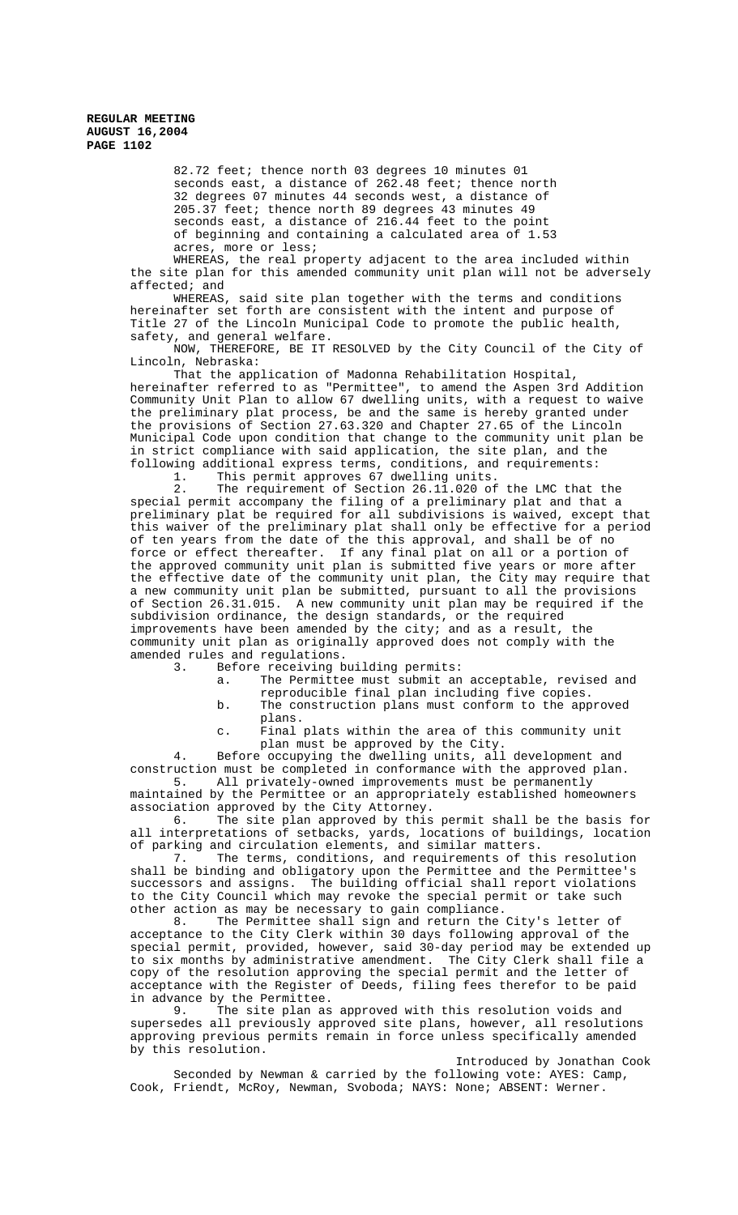82.72 feet; thence north 03 degrees 10 minutes 01 seconds east, a distance of 262.48 feet; thence north 32 degrees 07 minutes 44 seconds west, a distance of 205.37 feet; thence north 89 degrees 43 minutes 49 seconds east, a distance of 216.44 feet to the point of beginning and containing a calculated area of 1.53 acres, more or less;

WHEREAS, the real property adjacent to the area included within the site plan for this amended community unit plan will not be adversely affected; and

WHEREAS, said site plan together with the terms and conditions hereinafter set forth are consistent with the intent and purpose of Title 27 of the Lincoln Municipal Code to promote the public health, safety, and general welfare.

NOW, THEREFORE, BE IT RESOLVED by the City Council of the City of Lincoln, Nebraska:

That the application of Madonna Rehabilitation Hospital, hereinafter referred to as "Permittee", to amend the Aspen 3rd Addition Community Unit Plan to allow 67 dwelling units, with a request to waive the preliminary plat process, be and the same is hereby granted under the provisions of Section 27.63.320 and Chapter 27.65 of the Lincoln Municipal Code upon condition that change to the community unit plan be in strict compliance with said application, the site plan, and the following additional express terms, conditions, and requirements:

1. This permit approves 67 dwelling units.
2. The requirement of Section 26.11.020 of the LMC that the special permit accompany the filing of a preliminary plat and that a preliminary plat be required for all subdivisions is waived, except that this waiver of the preliminary plat shall only be effective for a period of ten years from the date of the this approval, and shall be of no force or effect thereafter. If any final plat on all or a portion of the approved community unit plan is submitted five years or more after the effective date of the community unit plan, the City may require that a new community unit plan be submitted, pursuant to all the provisions of Section 26.31.015. A new community unit plan may be required if the subdivision ordinance, the design standards, or the required improvements have been amended by the city; and as a result, the community unit plan as originally approved does not comply with the amended rules and regulations.
3. Before receiving building permits:
   a. The Permittee must submit an acceptable, revised and reproducible final plan including five copies.
   b. The construction plans must conform to the approved plans.
   c. Final plats within the area of this community unit plan must be approved by the City.
4. Before occupying the dwelling units, all development and construction must be completed in conformance with the approved plan.
5. All privately-owned improvements must be permanently maintained by the Permittee or an appropriately established homeowners association approved by the City Attorney.
6. The site plan approved by this permit shall be the basis for all interpretations of setbacks, yards, locations of buildings, location of parking and circulation elements, and similar matters.
7. The terms, conditions, and requirements of this resolution shall be binding and obligatory upon the Permittee and the Permittee's successors and assigns. The building official shall report violations to the City Council which may revoke the special permit or take such other action as may be necessary to gain compliance.
8. The Permittee shall sign and return the City's letter of acceptance to the City Clerk within 30 days following approval of the special permit, provided, however, said 30-day period may be extended up to six months by administrative amendment. The City Clerk shall file a copy of the resolution approving the special permit and the letter of acceptance with the Register of Deeds, filing fees therefor to be paid in advance by the Permittee.
9. The site plan as approved with this resolution voids and supersedes all previously approved site plans, however, all resolutions approving previous permits remain in force unless specifically amended by this resolution.

Introduced by Jonathan Cook

Seconded by Newman & carried by the following vote: AYES: Camp, Cook, Friendt, McRoy, Newman, Svoboda; NAYS: None; ABSENT: Werner.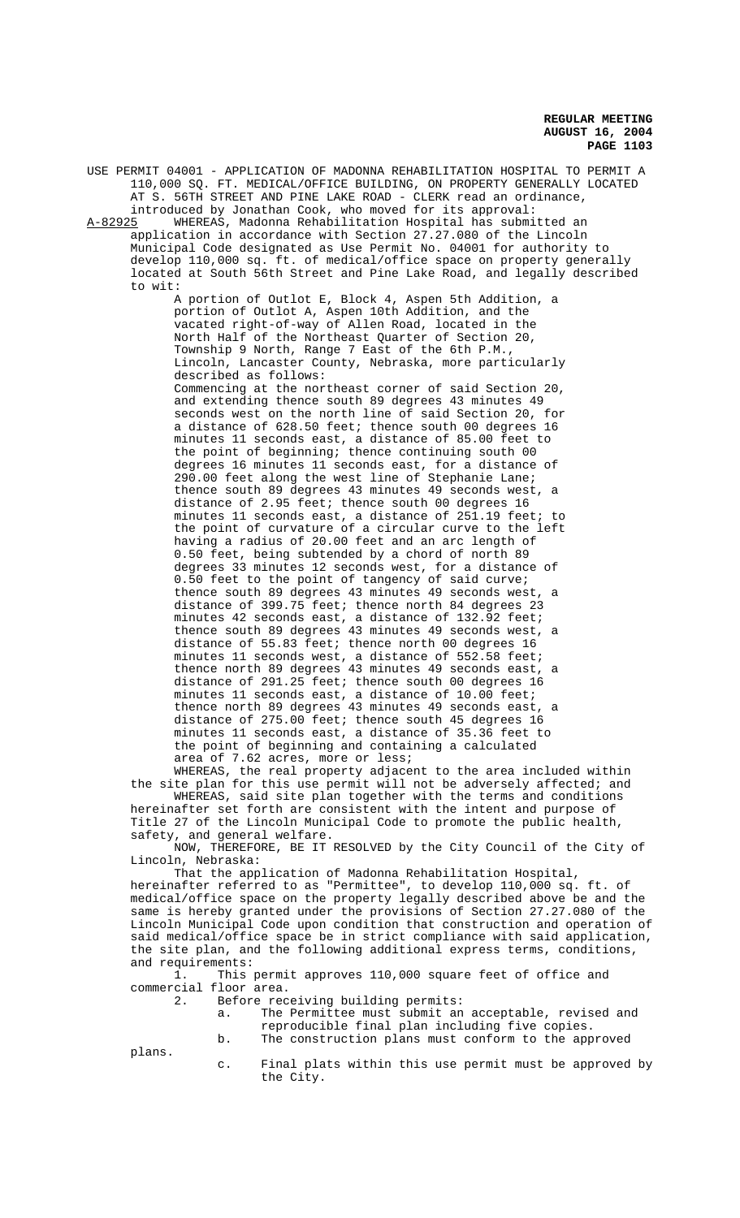USE PERMIT 04001 - APPLICATION OF MADONNA REHABILITATION HOSPITAL TO PERMIT A 110,000 SQ. FT. MEDICAL/OFFICE BUILDING, ON PROPERTY GENERALLY LOCATED AT S. 56TH STREET AND PINE LAKE ROAD - CLERK read an ordinance, introduced by Jonathan Cook, who moved for its approval:

A-82925 WHEREAS, Madonna Rehabilitation Hospital has submitted an application in accordance with Section 27.27.080 of the Lincoln Municipal Code designated as Use Permit No. 04001 for authority to develop 110,000 sq. ft. of medical/office space on property generally located at South 56th Street and Pine Lake Road, and legally described to wit:

A portion of Outlot E, Block 4, Aspen 5th Addition, a portion of Outlot A, Aspen 10th Addition, and the vacated right-of-way of Allen Road, located in the North Half of the Northeast Quarter of Section 20, Township 9 North, Range 7 East of the 6th P.M., Lincoln, Lancaster County, Nebraska, more particularly described as follows:

Commencing at the northeast corner of said Section 20, and extending thence south 89 degrees 43 minutes 49 seconds west on the north line of said Section 20, for a distance of 628.50 feet; thence south 00 degrees 16 minutes 11 seconds east, a distance of 85.00 feet to the point of beginning; thence continuing south 00 degrees 16 minutes 11 seconds east, for a distance of 290.00 feet along the west line of Stephanie Lane; thence south 89 degrees 43 minutes 49 seconds west, a distance of 2.95 feet; thence south 00 degrees 16 minutes 11 seconds east, a distance of 251.19 feet; to the point of curvature of a circular curve to the left having a radius of 20.00 feet and an arc length of 0.50 feet, being subtended by a chord of north 89 degrees 33 minutes 12 seconds west, for a distance of 0.50 feet to the point of tangency of said curve; thence south 89 degrees 43 minutes 49 seconds west, a distance of 399.75 feet; thence north 84 degrees 23 minutes 42 seconds east, a distance of 132.92 feet; thence south 89 degrees 43 minutes 49 seconds west, a distance of 55.83 feet; thence north 00 degrees 16 minutes 11 seconds west, a distance of 552.58 feet; thence north 89 degrees 43 minutes 49 seconds east, a distance of 291.25 feet; thence south 00 degrees 16 minutes 11 seconds east, a distance of 10.00 feet; thence north 89 degrees 43 minutes 49 seconds east, a distance of 275.00 feet; thence south 45 degrees 16 minutes 11 seconds east, a distance of 35.36 feet to the point of beginning and containing a calculated area of 7.62 acres, more or less;

WHEREAS, the real property adjacent to the area included within the site plan for this use permit will not be adversely affected; and

WHEREAS, said site plan together with the terms and conditions hereinafter set forth are consistent with the intent and purpose of Title 27 of the Lincoln Municipal Code to promote the public health, safety, and general welfare.

NOW, THEREFORE, BE IT RESOLVED by the City Council of the City of Lincoln, Nebraska:

That the application of Madonna Rehabilitation Hospital, hereinafter referred to as "Permittee", to develop 110,000 sq. ft. of medical/office space on the property legally described above be and the same is hereby granted under the provisions of Section 27.27.080 of the Lincoln Municipal Code upon condition that construction and operation of said medical/office space be in strict compliance with said application, the site plan, and the following additional express terms, conditions, and requirements:

1. This permit approves 110,000 square feet of office and commercial floor area.
2. Before receiving building permits:
   a. The Permittee must submit an acceptable, revised and reproducible final plan including five copies.
   b. The construction plans must conform to the approved plans.
   c. Final plats within this use permit must be approved by the City.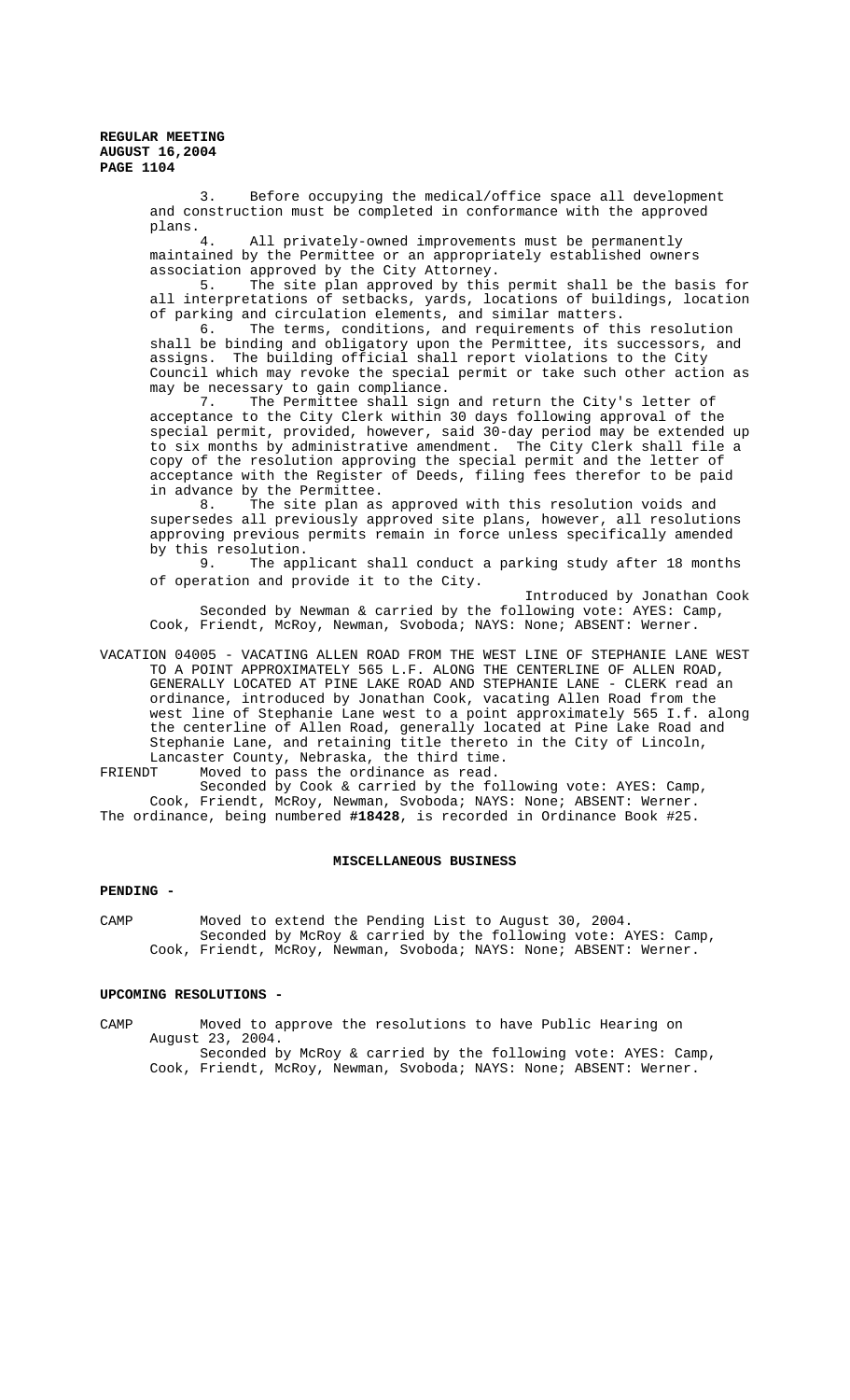3. Before occupying the medical/office space all development and construction must be completed in conformance with the approved plans.

4. All privately-owned improvements must be permanently maintained by the Permittee or an appropriately established owners association approved by the City Attorney.

5. The site plan approved by this permit shall be the basis for all interpretations of setbacks, yards, locations of buildings, location of parking and circulation elements, and similar matters.

6. The terms, conditions, and requirements of this resolution shall be binding and obligatory upon the Permittee, its successors, and assigns. The building official shall report violations to the City Council which may revoke the special permit or take such other action as may be necessary to gain compliance.

7. The Permittee shall sign and return the City's letter of acceptance to the City Clerk within 30 days following approval of the special permit, provided, however, said 30-day period may be extended up to six months by administrative amendment. The City Clerk shall file a copy of the resolution approving the special permit and the letter of acceptance with the Register of Deeds, filing fees therefor to be paid in advance by the Permittee.

8. The site plan as approved with this resolution voids and supersedes all previously approved site plans, however, all resolutions approving previous permits remain in force unless specifically amended by this resolution.

9. The applicant shall conduct a parking study after 18 months of operation and provide it to the City.

Introduced by Jonathan Cook

Seconded by Newman & carried by the following vote: AYES: Camp, Cook, Friendt, McRoy, Newman, Svoboda; NAYS: None; ABSENT: Werner.

VACATION 04005 - VACATING ALLEN ROAD FROM THE WEST LINE OF STEPHANIE LANE WEST TO A POINT APPROXIMATELY 565 L.F. ALONG THE CENTERLINE OF ALLEN ROAD, GENERALLY LOCATED AT PINE LAKE ROAD AND STEPHANIE LANE - CLERK read an ordinance, introduced by Jonathan Cook, vacating Allen Road from the west line of Stephanie Lane west to a point approximately 565 I.f. along the centerline of Allen Road, generally located at Pine Lake Road and Stephanie Lane, and retaining title thereto in the City of Lincoln, Lancaster County, Nebraska, the third time.

FRIENDT Moved to pass the ordinance as read.

Seconded by Cook & carried by the following vote: AYES: Camp, Cook, Friendt, McRoy, Newman, Svoboda; NAYS: None; ABSENT: Werner.

The ordinance, being numbered **#18428**, is recorded in Ordinance Book #25.

## MISCELLANEOUS BUSINESS

### PENDING -

CAMP Moved to extend the Pending List to August 30, 2004.

Seconded by McRoy & carried by the following vote: AYES: Camp, Cook, Friendt, McRoy, Newman, Svoboda; NAYS: None; ABSENT: Werner.

### UPCOMING RESOLUTIONS -

CAMP Moved to approve the resolutions to have Public Hearing on August 23, 2004.

Seconded by McRoy & carried by the following vote: AYES: Camp, Cook, Friendt, McRoy, Newman, Svoboda; NAYS: None; ABSENT: Werner.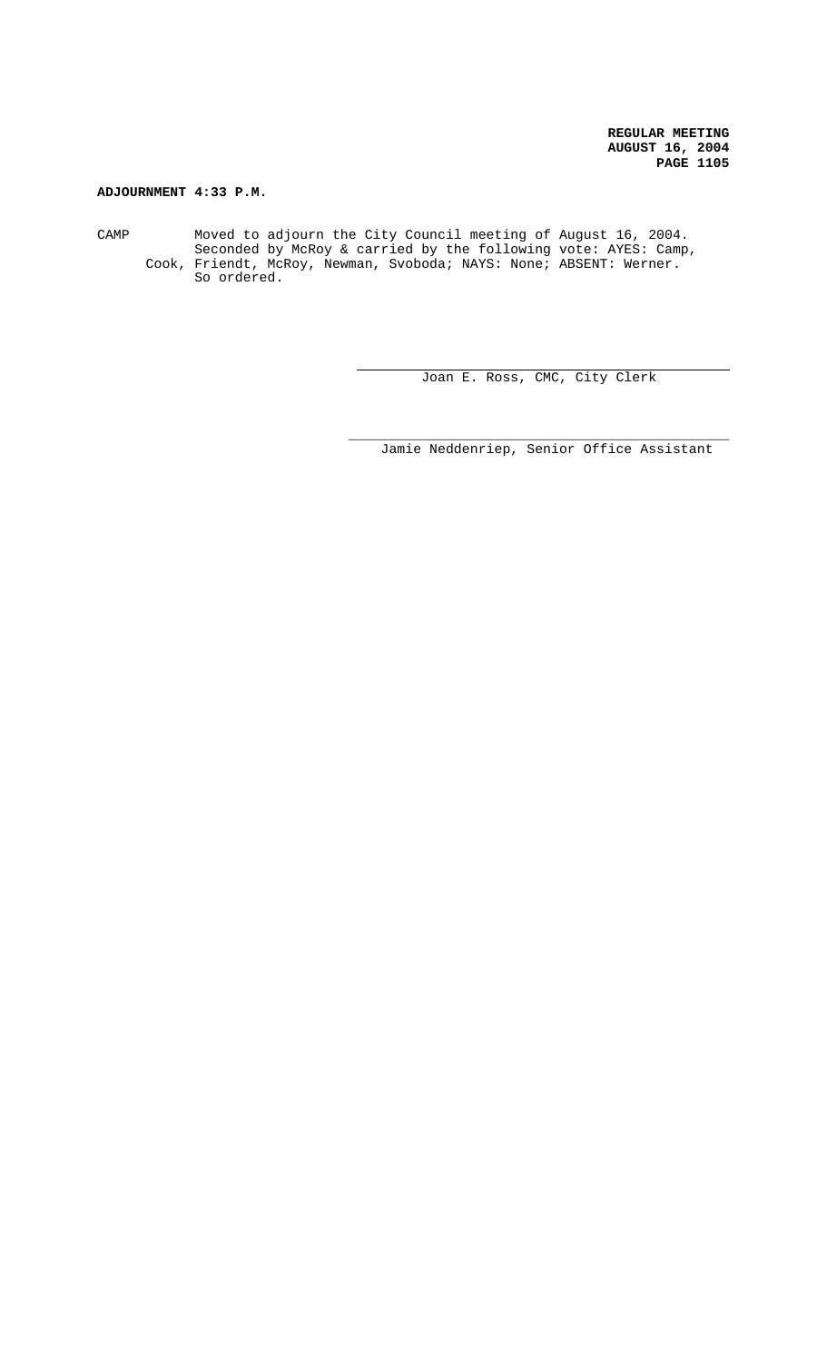**ADJOURNMENT 4:33 P.M.**

CAMP Moved to adjourn the City Council meeting of August 16, 2004. Seconded by McRoy & carried by the following vote: AYES: Camp, Cook, Friendt, McRoy, Newman, Svoboda; NAYS: None; ABSENT: Werner. So ordered.

\_\_\_\_\_\_\_\_\_\_\_\_\_\_\_\_\_\_\_\_\_\_\_\_\_\_\_\_\_\_\_\_\_\_\_\_\_\_\_\_

Joan E. Ross, CMC, City Clerk

\_\_\_\_\_\_\_\_\_\_\_\_\_\_\_\_\_\_\_\_\_\_\_\_\_\_\_\_\_\_\_\_\_\_\_\_\_\_\_\_

Jamie Neddenriep, Senior Office Assistant